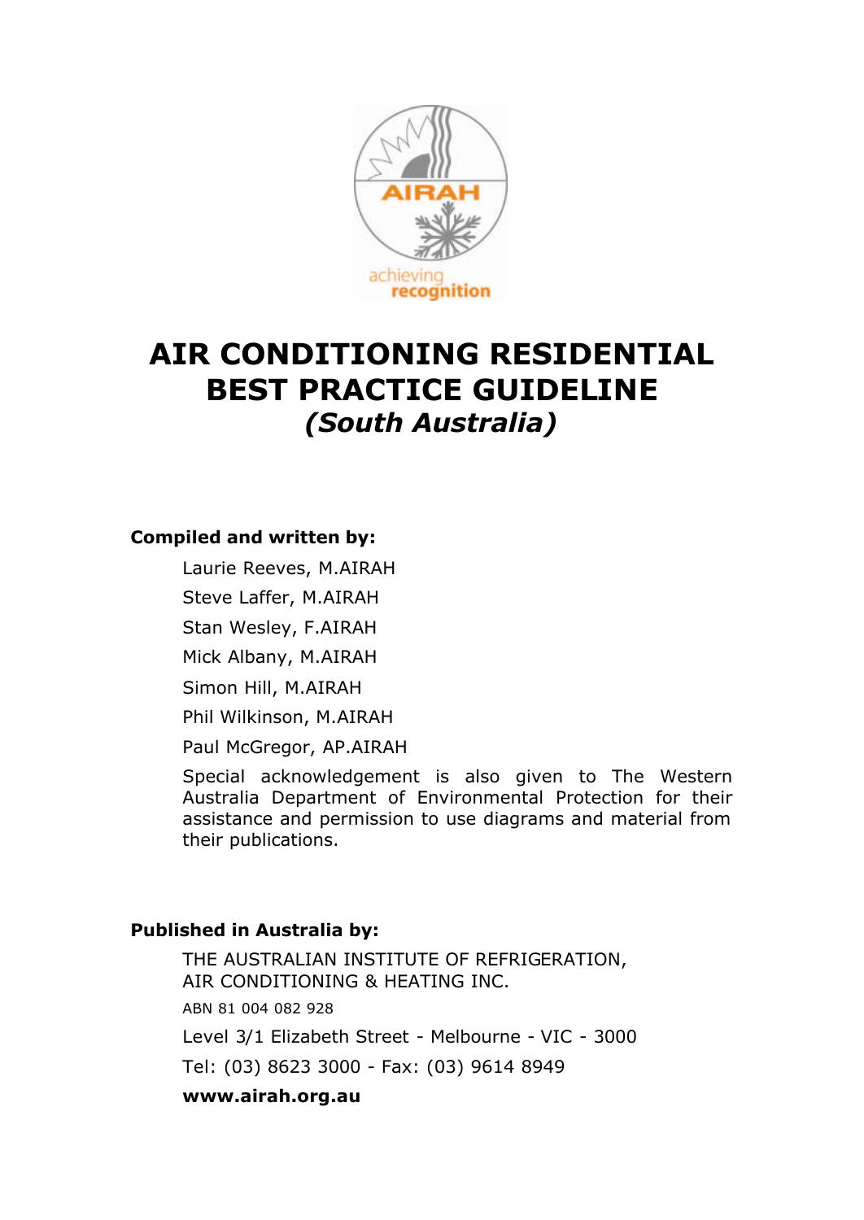# AIR CONDITIONING RESIDENTIAL BEST PRACTICE GUIDELINE

## *(South Australia)*

**Compiled and written by:**

Laurie Reeves, M.AIRAH

Steve Laffer, M.AIRAH

Stan Wesley, F.AIRAH

Mick Albany, M.AIRAH

Simon Hill, M.AIRAH

Phil Wilkinson, M.AIRAH

Paul McGregor, AP.AIRAH

Special acknowledgement is also given to The Western Australia Department of Environmental Protection for their assistance and permission to use diagrams and material from their publications.

**Published in Australia by:**

THE AUSTRALIAN INSTITUTE OF REFRIGERATION, AIR CONDITIONING & HEATING INC.

ABN 81 004 082 928

Level 3/1 Elizabeth Street - Melbourne - VIC - 3000

Tel: (03) 8623 3000 - Fax: (03) 9614 8949

**www.airah.org.au**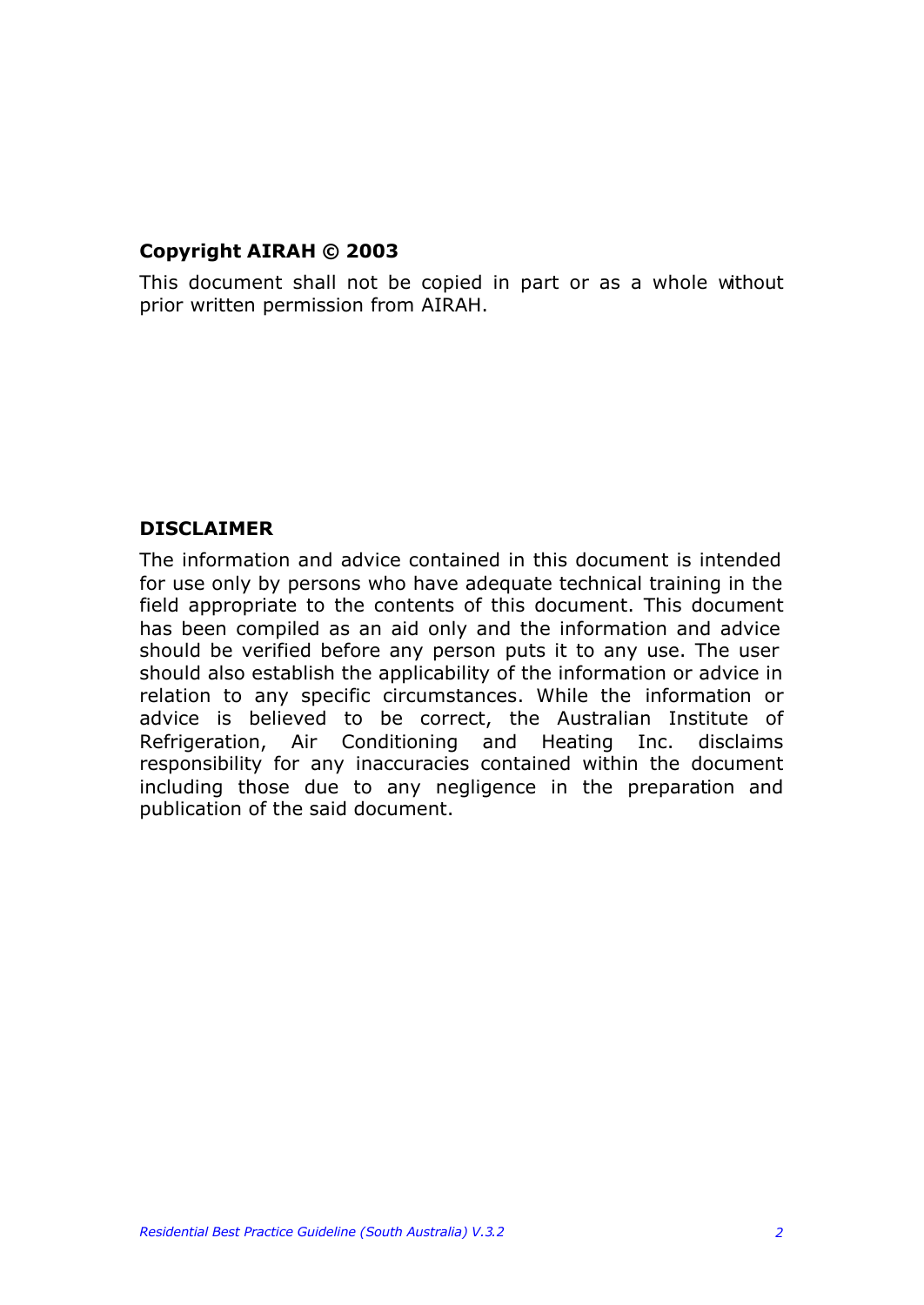**Copyright AIRAH © 2003**

This document shall not be copied in part or as a whole without prior written permission from AIRAH.

**DISCLAIMER**

The information and advice contained in this document is intended for use only by persons who have adequate technical training in the field appropriate to the contents of this document. This document has been compiled as an aid only and the information and advice should be verified before any person puts it to any use. The user should also establish the applicability of the information or advice in relation to any specific circumstances. While the information or advice is believed to be correct, the Australian Institute of Refrigeration, Air Conditioning and Heating Inc. disclaims responsibility for any inaccuracies contained within the document including those due to any negligence in the preparation and publication of the said document.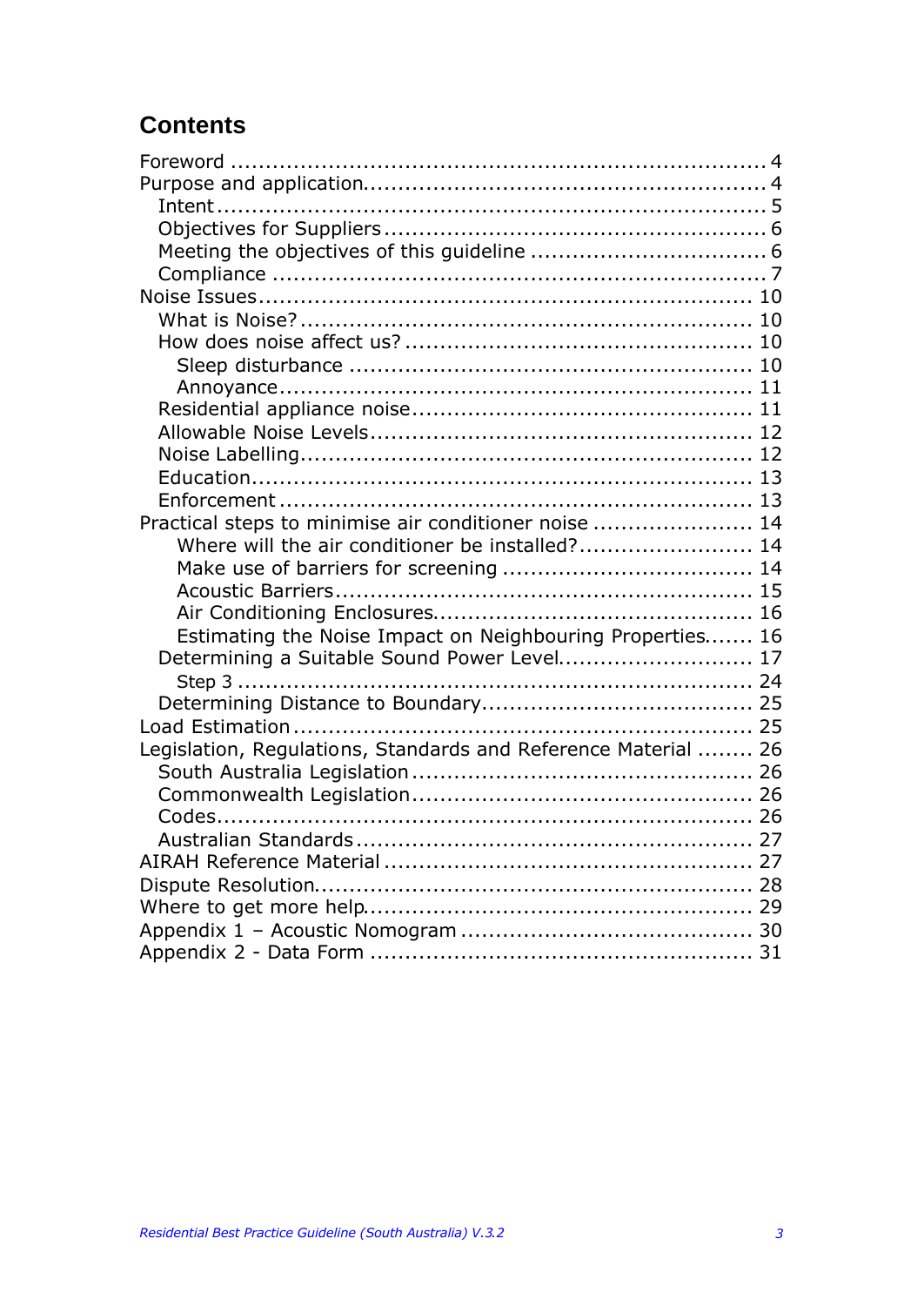# Contents

Foreword ........................................................................ 4
Purpose and application........................................................ 4
  Intent ........................................................................ 5
  Objectives for Suppliers .................................................... 6
  Meeting the objectives of this guideline ................................. 6
  Compliance ................................................................. 7
Noise Issues.................................................................... 10
  What is Noise? ............................................................ 10
  How does noise affect us? ............................................... 10
    Sleep disturbance ...................................................... 10
    Annoyance ................................................................ 11
  Residential appliance noise .............................................. 11
  Allowable Noise Levels ................................................... 12
  Noise Labelling ............................................................ 12
  Education .................................................................. 13
  Enforcement ............................................................... 13
Practical steps to minimise air conditioner noise ....................... 14
    Where will the air conditioner be installed? ........................ 14
    Make use of barriers for screening .................................. 14
    Acoustic Barriers ........................................................ 15
    Air Conditioning Enclosures ........................................... 16
    Estimating the Noise Impact on Neighbouring Properties....... 16
  Determining a Suitable Sound Power Level............................ 17
    Step 3 ..................................................................... 24
  Determining Distance to Boundary ...................................... 25
Load Estimation .............................................................. 25
Legislation, Regulations, Standards and Reference Material ........ 26
  South Australia Legislation ............................................... 26
  Commonwealth Legislation ............................................... 26
  Codes ........................................................................ 26
  Australian Standards ...................................................... 27
AIRAH Reference Material .................................................. 27
Dispute Resolution........................................................... 28
Where to get more help..................................................... 29
Appendix 1 – Acoustic Nomogram ....................................... 30
Appendix 2 - Data Form ................................................... 31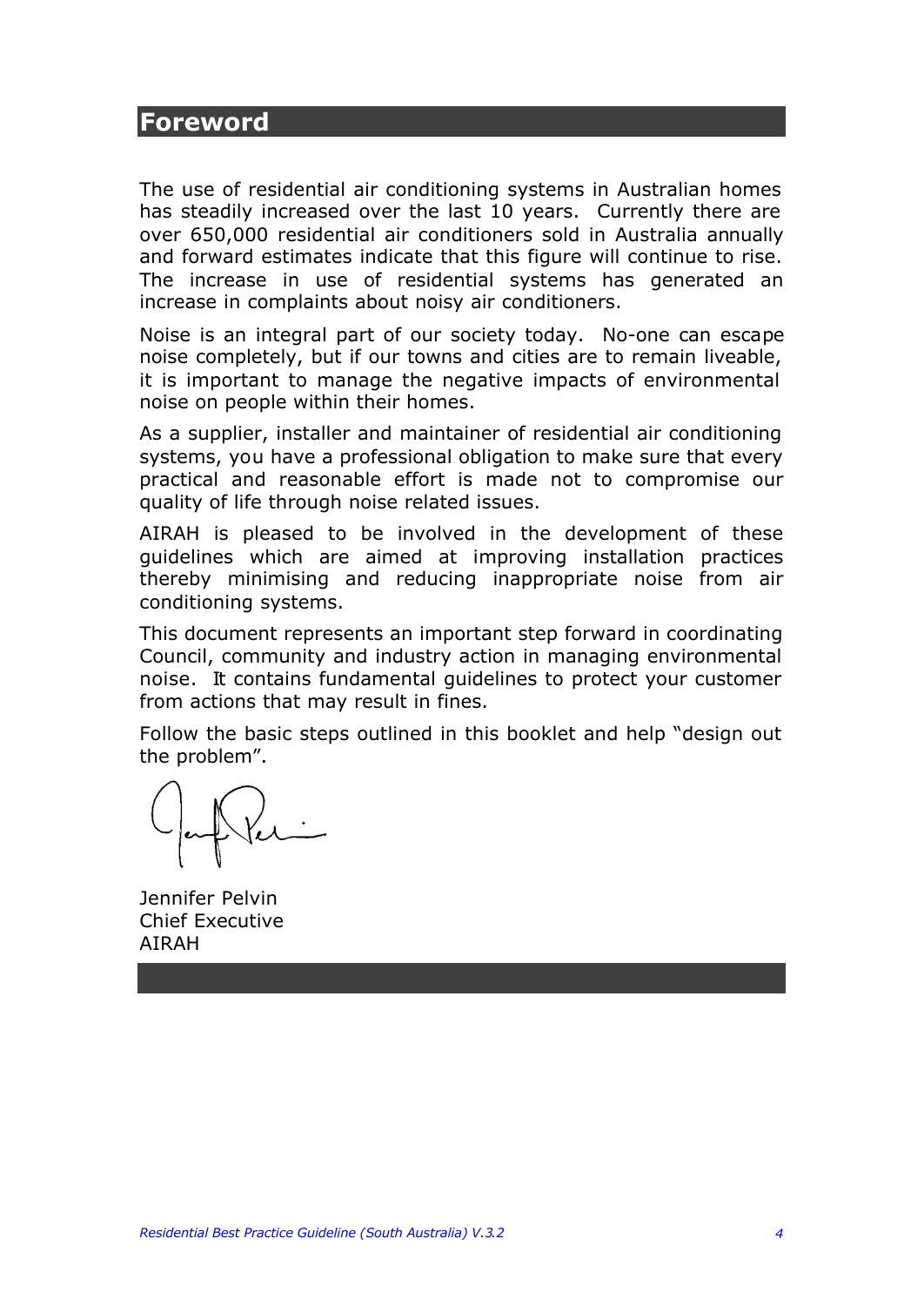# Foreword

The use of residential air conditioning systems in Australian homes has steadily increased over the last 10 years. Currently there are over 650,000 residential air conditioners sold in Australia annually and forward estimates indicate that this figure will continue to rise. The increase in use of residential systems has generated an increase in complaints about noisy air conditioners.

Noise is an integral part of our society today. No-one can escape noise completely, but if our towns and cities are to remain liveable, it is important to manage the negative impacts of environmental noise on people within their homes.

As a supplier, installer and maintainer of residential air conditioning systems, you have a professional obligation to make sure that every practical and reasonable effort is made not to compromise our quality of life through noise related issues.

AIRAH is pleased to be involved in the development of these guidelines which are aimed at improving installation practices thereby minimising and reducing inappropriate noise from air conditioning systems.

This document represents an important step forward in coordinating Council, community and industry action in managing environmental noise. It contains fundamental guidelines to protect your customer from actions that may result in fines.

Follow the basic steps outlined in this booklet and help "design out the problem".

Jennifer Pelvin
Chief Executive
AIRAH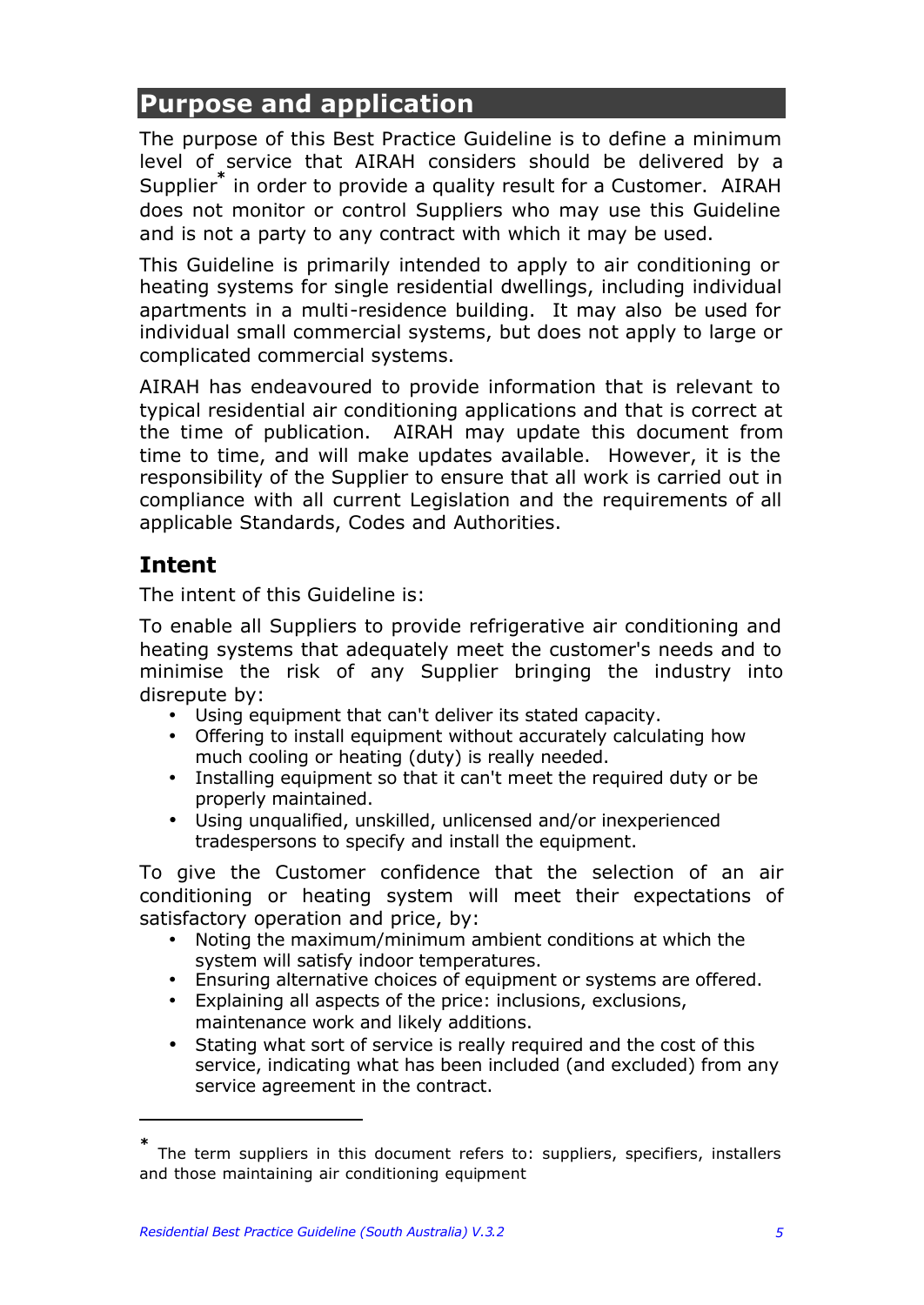## Purpose and application

The purpose of this Best Practice Guideline is to define a minimum level of service that AIRAH considers should be delivered by a Supplier* in order to provide a quality result for a Customer. AIRAH does not monitor or control Suppliers who may use this Guideline and is not a party to any contract with which it may be used.

This Guideline is primarily intended to apply to air conditioning or heating systems for single residential dwellings, including individual apartments in a multi-residence building. It may also be used for individual small commercial systems, but does not apply to large or complicated commercial systems.

AIRAH has endeavoured to provide information that is relevant to typical residential air conditioning applications and that is correct at the time of publication. AIRAH may update this document from time to time, and will make updates available. However, it is the responsibility of the Supplier to ensure that all work is carried out in compliance with all current Legislation and the requirements of all applicable Standards, Codes and Authorities.

### Intent

The intent of this Guideline is:

To enable all Suppliers to provide refrigerative air conditioning and heating systems that adequately meet the customer's needs and to minimise the risk of any Supplier bringing the industry into disrepute by:

- Using equipment that can't deliver its stated capacity.
- Offering to install equipment without accurately calculating how much cooling or heating (duty) is really needed.
- Installing equipment so that it can't meet the required duty or be properly maintained.
- Using unqualified, unskilled, unlicensed and/or inexperienced tradespersons to specify and install the equipment.

To give the Customer confidence that the selection of an air conditioning or heating system will meet their expectations of satisfactory operation and price, by:

- Noting the maximum/minimum ambient conditions at which the system will satisfy indoor temperatures.
- Ensuring alternative choices of equipment or systems are offered.
- Explaining all aspects of the price: inclusions, exclusions, maintenance work and likely additions.
- Stating what sort of service is really required and the cost of this service, indicating what has been included (and excluded) from any service agreement in the contract.

---

\* The term suppliers in this document refers to: suppliers, specifiers, installers and those maintaining air conditioning equipment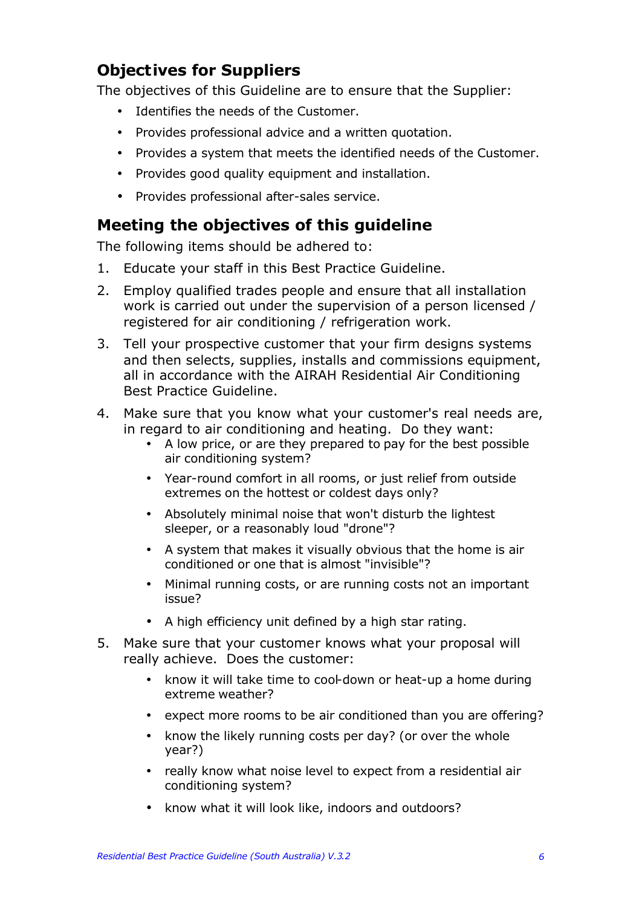## Objectives for Suppliers

The objectives of this Guideline are to ensure that the Supplier:

- Identifies the needs of the Customer.
- Provides professional advice and a written quotation.
- Provides a system that meets the identified needs of the Customer.
- Provides good quality equipment and installation.
- Provides professional after-sales service.

## Meeting the objectives of this guideline

The following items should be adhered to:

1. Educate your staff in this Best Practice Guideline.
2. Employ qualified trades people and ensure that all installation work is carried out under the supervision of a person licensed / registered for air conditioning / refrigeration work.
3. Tell your prospective customer that your firm designs systems and then selects, supplies, installs and commissions equipment, all in accordance with the AIRAH Residential Air Conditioning Best Practice Guideline.
4. Make sure that you know what your customer's real needs are, in regard to air conditioning and heating. Do they want:
   - A low price, or are they prepared to pay for the best possible air conditioning system?
   - Year-round comfort in all rooms, or just relief from outside extremes on the hottest or coldest days only?
   - Absolutely minimal noise that won't disturb the lightest sleeper, or a reasonably loud "drone"?
   - A system that makes it visually obvious that the home is air conditioned or one that is almost "invisible"?
   - Minimal running costs, or are running costs not an important issue?
   - A high efficiency unit defined by a high star rating.
5. Make sure that your customer knows what your proposal will really achieve. Does the customer:
   - know it will take time to cool-down or heat-up a home during extreme weather?
   - expect more rooms to be air conditioned than you are offering?
   - know the likely running costs per day? (or over the whole year?)
   - really know what noise level to expect from a residential air conditioning system?
   - know what it will look like, indoors and outdoors?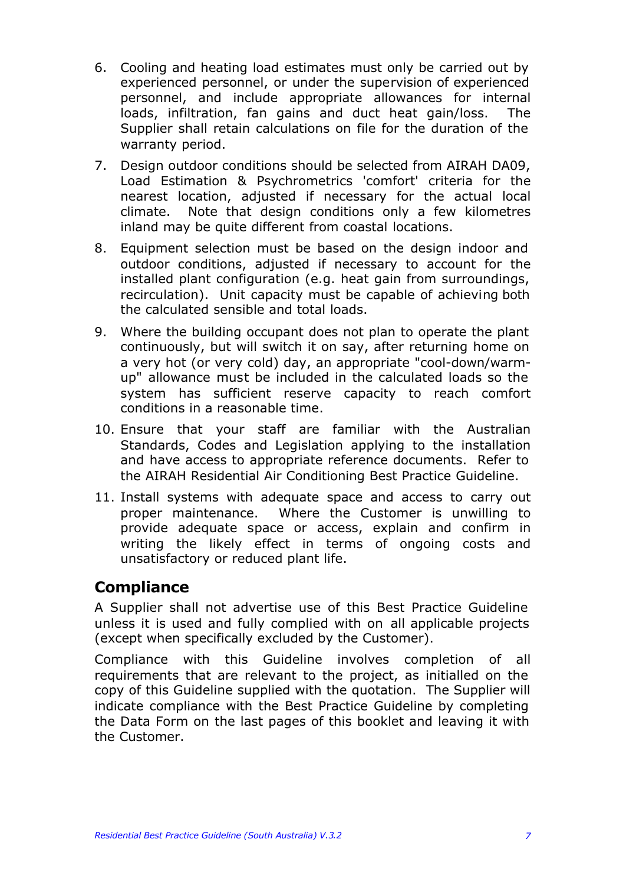6. Cooling and heating load estimates must only be carried out by experienced personnel, or under the supervision of experienced personnel, and include appropriate allowances for internal loads, infiltration, fan gains and duct heat gain/loss. The Supplier shall retain calculations on file for the duration of the warranty period.

7. Design outdoor conditions should be selected from AIRAH DA09, Load Estimation & Psychrometrics 'comfort' criteria for the nearest location, adjusted if necessary for the actual local climate. Note that design conditions only a few kilometres inland may be quite different from coastal locations.

8. Equipment selection must be based on the design indoor and outdoor conditions, adjusted if necessary to account for the installed plant configuration (e.g. heat gain from surroundings, recirculation). Unit capacity must be capable of achieving both the calculated sensible and total loads.

9. Where the building occupant does not plan to operate the plant continuously, but will switch it on say, after returning home on a very hot (or very cold) day, an appropriate "cool-down/warm-up" allowance must be included in the calculated loads so the system has sufficient reserve capacity to reach comfort conditions in a reasonable time.

10. Ensure that your staff are familiar with the Australian Standards, Codes and Legislation applying to the installation and have access to appropriate reference documents. Refer to the AIRAH Residential Air Conditioning Best Practice Guideline.

11. Install systems with adequate space and access to carry out proper maintenance. Where the Customer is unwilling to provide adequate space or access, explain and confirm in writing the likely effect in terms of ongoing costs and unsatisfactory or reduced plant life.

## Compliance

A Supplier shall not advertise use of this Best Practice Guideline unless it is used and fully complied with on all applicable projects (except when specifically excluded by the Customer).

Compliance with this Guideline involves completion of all requirements that are relevant to the project, as initialled on the copy of this Guideline supplied with the quotation. The Supplier will indicate compliance with the Best Practice Guideline by completing the Data Form on the last pages of this booklet and leaving it with the Customer.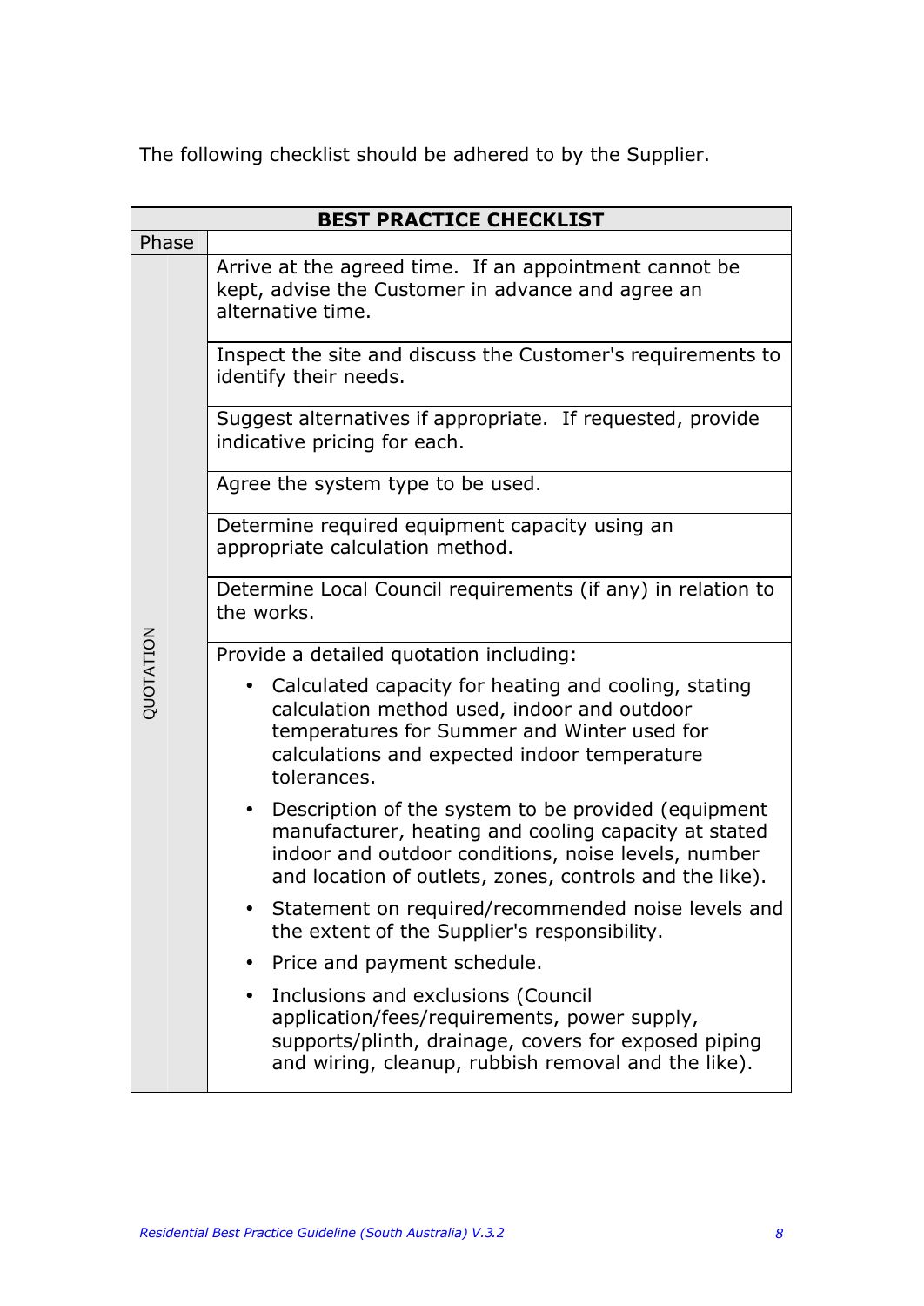The following checklist should be adhered to by the Supplier.

| BEST PRACTICE CHECKLIST | |
|---|---|
| Phase | |
| QUOTATION | Arrive at the agreed time. If an appointment cannot be kept, advise the Customer in advance and agree an alternative time. |
| | Inspect the site and discuss the Customer's requirements to identify their needs. |
| | Suggest alternatives if appropriate. If requested, provide indicative pricing for each. |
| | Agree the system type to be used. |
| | Determine required equipment capacity using an appropriate calculation method. |
| | Determine Local Council requirements (if any) in relation to the works. |
| | Provide a detailed quotation including:<br>• Calculated capacity for heating and cooling, stating calculation method used, indoor and outdoor temperatures for Summer and Winter used for calculations and expected indoor temperature tolerances.<br>• Description of the system to be provided (equipment manufacturer, heating and cooling capacity at stated indoor and outdoor conditions, noise levels, number and location of outlets, zones, controls and the like).<br>• Statement on required/recommended noise levels and the extent of the Supplier's responsibility.<br>• Price and payment schedule.<br>• Inclusions and exclusions (Council application/fees/requirements, power supply, supports/plinth, drainage, covers for exposed piping and wiring, cleanup, rubbish removal and the like). |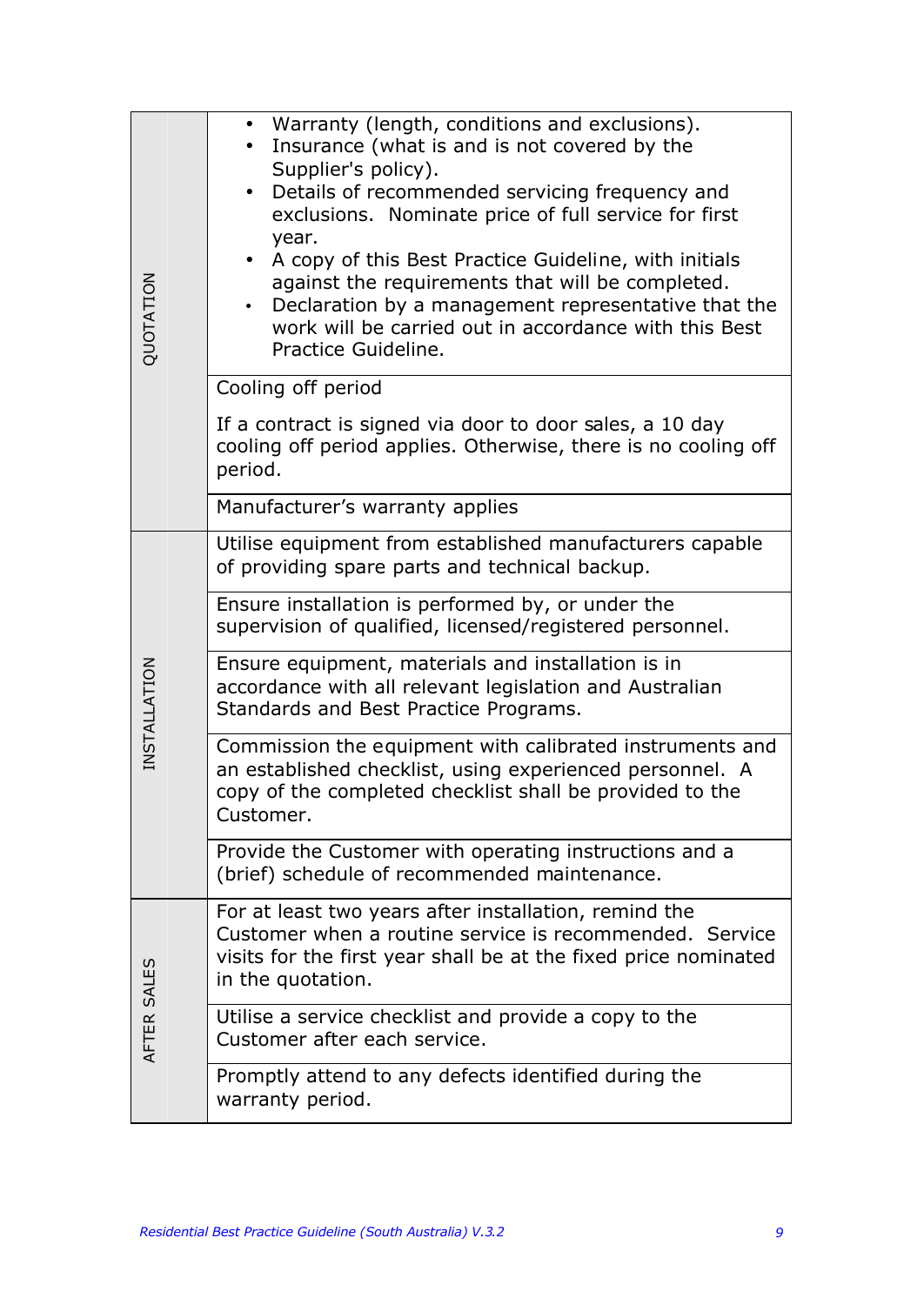| | |
|---|---|
| QUOTATION | • Warranty (length, conditions and exclusions).<br>• Insurance (what is and is not covered by the Supplier's policy).<br>• Details of recommended servicing frequency and exclusions. Nominate price of full service for first year.<br>• A copy of this Best Practice Guideline, with initials against the requirements that will be completed.<br>• Declaration by a management representative that the work will be carried out in accordance with this Best Practice Guideline. |
| | Cooling off period<br><br>If a contract is signed via door to door sales, a 10 day cooling off period applies. Otherwise, there is no cooling off period. |
| | Manufacturer's warranty applies |
| INSTALLATION | Utilise equipment from established manufacturers capable of providing spare parts and technical backup. |
| | Ensure installation is performed by, or under the supervision of qualified, licensed/registered personnel. |
| | Ensure equipment, materials and installation is in accordance with all relevant legislation and Australian Standards and Best Practice Programs. |
| | Commission the equipment with calibrated instruments and an established checklist, using experienced personnel. A copy of the completed checklist shall be provided to the Customer. |
| | Provide the Customer with operating instructions and a (brief) schedule of recommended maintenance. |
| AFTER SALES | For at least two years after installation, remind the Customer when a routine service is recommended. Service visits for the first year shall be at the fixed price nominated in the quotation. |
| | Utilise a service checklist and provide a copy to the Customer after each service. |
| | Promptly attend to any defects identified during the warranty period. |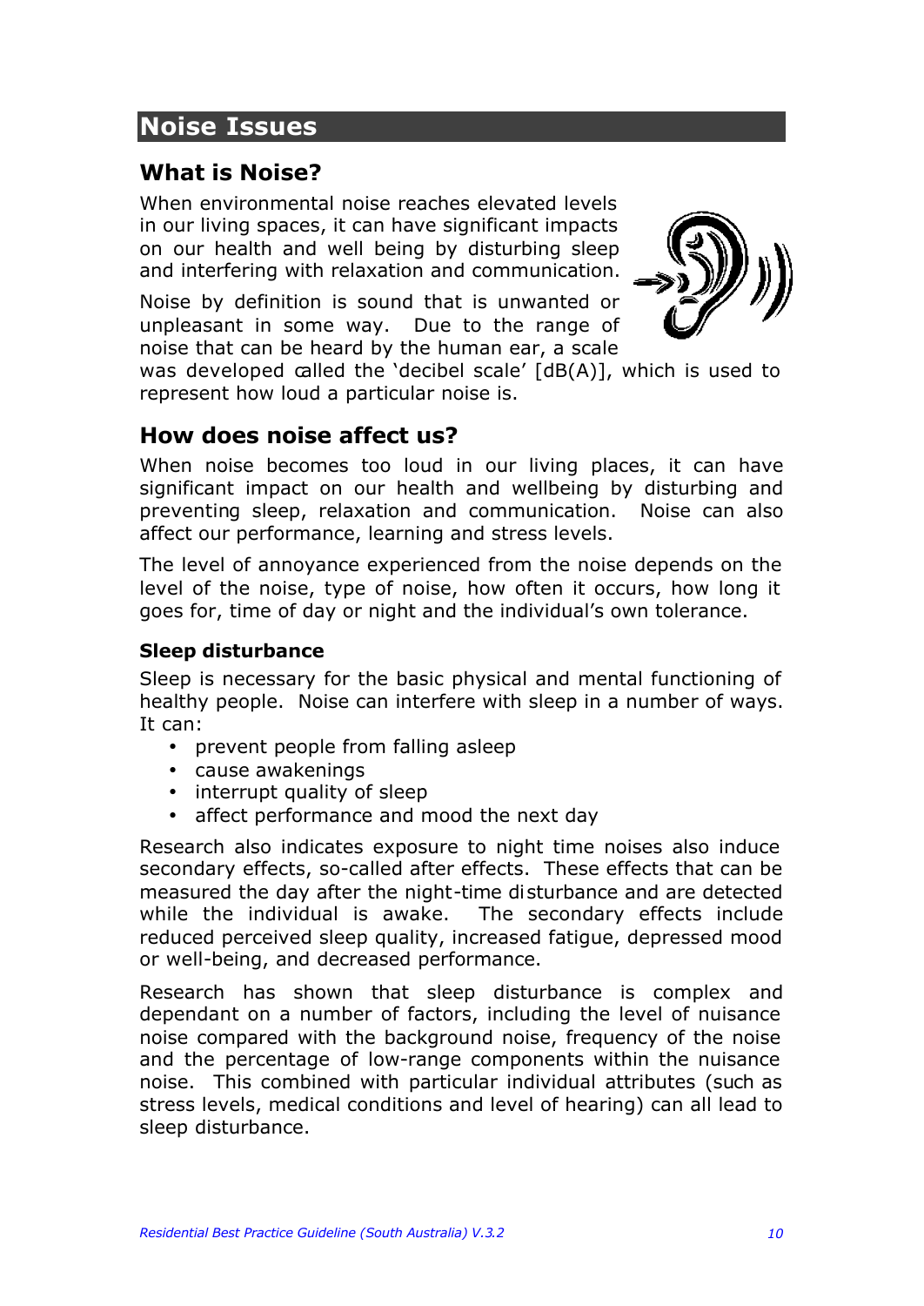# Noise Issues

## What is Noise?

When environmental noise reaches elevated levels in our living spaces, it can have significant impacts on our health and well being by disturbing sleep and interfering with relaxation and communication.

Noise by definition is sound that is unwanted or unpleasant in some way. Due to the range of noise that can be heard by the human ear, a scale was developed called the 'decibel scale' [dB(A)], which is used to represent how loud a particular noise is.

## How does noise affect us?

When noise becomes too loud in our living places, it can have significant impact on our health and wellbeing by disturbing and preventing sleep, relaxation and communication. Noise can also affect our performance, learning and stress levels.

The level of annoyance experienced from the noise depends on the level of the noise, type of noise, how often it occurs, how long it goes for, time of day or night and the individual's own tolerance.

### Sleep disturbance

Sleep is necessary for the basic physical and mental functioning of healthy people. Noise can interfere with sleep in a number of ways. It can:

- prevent people from falling asleep
- cause awakenings
- interrupt quality of sleep
- affect performance and mood the next day

Research also indicates exposure to night time noises also induce secondary effects, so-called after effects. These effects that can be measured the day after the night-time disturbance and are detected while the individual is awake. The secondary effects include reduced perceived sleep quality, increased fatigue, depressed mood or well-being, and decreased performance.

Research has shown that sleep disturbance is complex and dependant on a number of factors, including the level of nuisance noise compared with the background noise, frequency of the noise and the percentage of low-range components within the nuisance noise. This combined with particular individual attributes (such as stress levels, medical conditions and level of hearing) can all lead to sleep disturbance.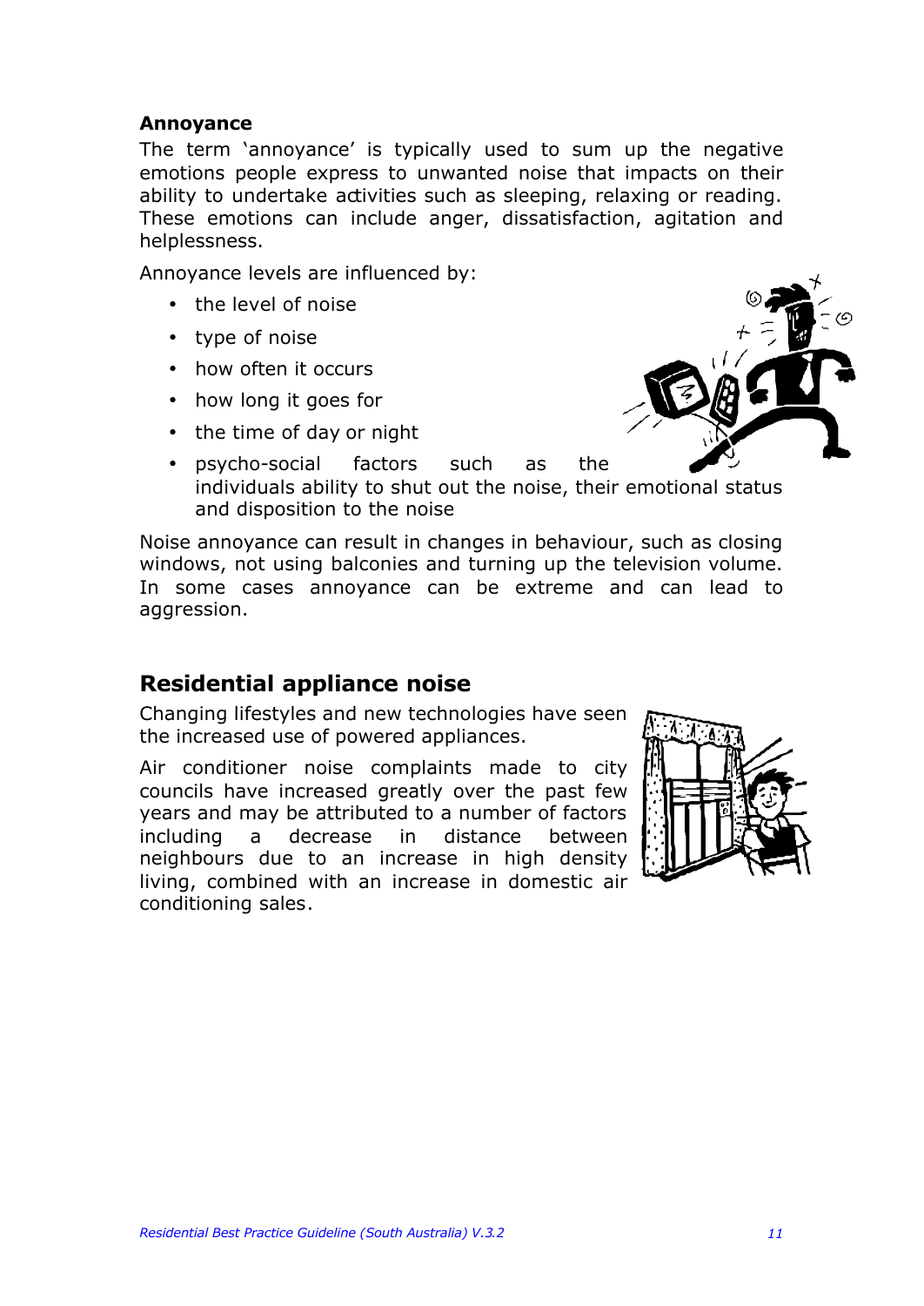### Annoyance

The term 'annoyance' is typically used to sum up the negative emotions people express to unwanted noise that impacts on their ability to undertake activities such as sleeping, relaxing or reading. These emotions can include anger, dissatisfaction, agitation and helplessness.

Annoyance levels are influenced by:

- the level of noise
- type of noise
- how often it occurs
- how long it goes for
- the time of day or night
- psycho-social factors such as the individuals ability to shut out the noise, their emotional status and disposition to the noise

Noise annoyance can result in changes in behaviour, such as closing windows, not using balconies and turning up the television volume. In some cases annoyance can be extreme and can lead to aggression.

## Residential appliance noise

Changing lifestyles and new technologies have seen the increased use of powered appliances.

Air conditioner noise complaints made to city councils have increased greatly over the past few years and may be attributed to a number of factors including a decrease in distance between neighbours due to an increase in high density living, combined with an increase in domestic air conditioning sales.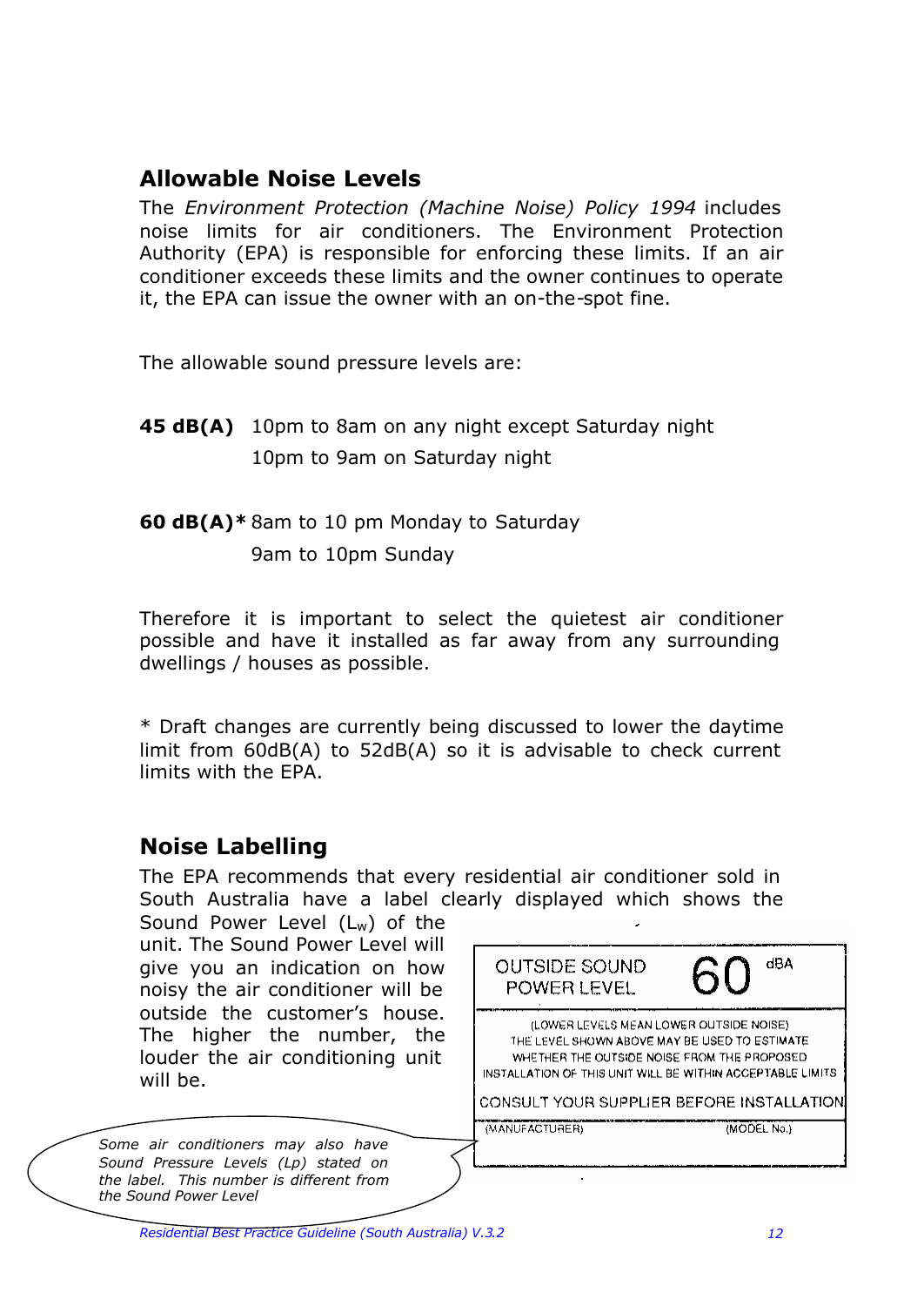## Allowable Noise Levels

The *Environment Protection (Machine Noise) Policy 1994* includes noise limits for air conditioners. The Environment Protection Authority (EPA) is responsible for enforcing these limits. If an air conditioner exceeds these limits and the owner continues to operate it, the EPA can issue the owner with an on-the-spot fine.

The allowable sound pressure levels are:

**45 dB(A)** 10pm to 8am on any night except Saturday night
10pm to 9am on Saturday night

**60 dB(A)*** 8am to 10 pm Monday to Saturday
9am to 10pm Sunday

Therefore it is important to select the quietest air conditioner possible and have it installed as far away from any surrounding dwellings / houses as possible.

* Draft changes are currently being discussed to lower the daytime limit from 60dB(A) to 52dB(A) so it is advisable to check current limits with the EPA.

## Noise Labelling

The EPA recommends that every residential air conditioner sold in South Australia have a label clearly displayed which shows the Sound Power Level ($L_w$) of the unit. The Sound Power Level will give you an indication on how noisy the air conditioner will be outside the customer's house. The higher the number, the louder the air conditioning unit will be.

| OUTSIDE SOUND POWER LEVEL | 60 dBA |
| --- | --- |
| (LOWER LEVELS MEAN LOWER OUTSIDE NOISE) THE LEVEL SHOWN ABOVE MAY BE USED TO ESTIMATE WHETHER THE OUTSIDE NOISE FROM THE PROPOSED INSTALLATION OF THIS UNIT WILL BE WITHIN ACCEPTABLE LIMITS | |
| CONSULT YOUR SUPPLIER BEFORE INSTALLATION | |
| (MANUFACTURER) | (MODEL No.) |

*Some air conditioners may also have Sound Pressure Levels (Lp) stated on the label. This number is different from the Sound Power Level*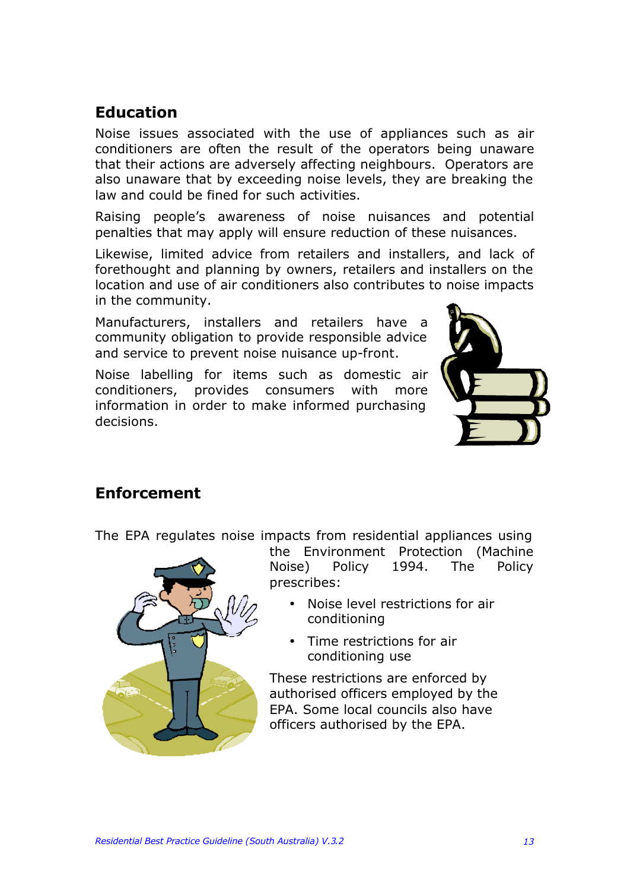## Education

Noise issues associated with the use of appliances such as air conditioners are often the result of the operators being unaware that their actions are adversely affecting neighbours. Operators are also unaware that by exceeding noise levels, they are breaking the law and could be fined for such activities.

Raising people's awareness of noise nuisances and potential penalties that may apply will ensure reduction of these nuisances.

Likewise, limited advice from retailers and installers, and lack of forethought and planning by owners, retailers and installers on the location and use of air conditioners also contributes to noise impacts in the community.

Manufacturers, installers and retailers have a community obligation to provide responsible advice and service to prevent noise nuisance up-front.

Noise labelling for items such as domestic air conditioners, provides consumers with more information in order to make informed purchasing decisions.

## Enforcement

The EPA regulates noise impacts from residential appliances using the Environment Protection (Machine Noise) Policy 1994. The Policy prescribes:

- Noise level restrictions for air conditioning
- Time restrictions for air conditioning use

These restrictions are enforced by authorised officers employed by the EPA. Some local councils also have officers authorised by the EPA.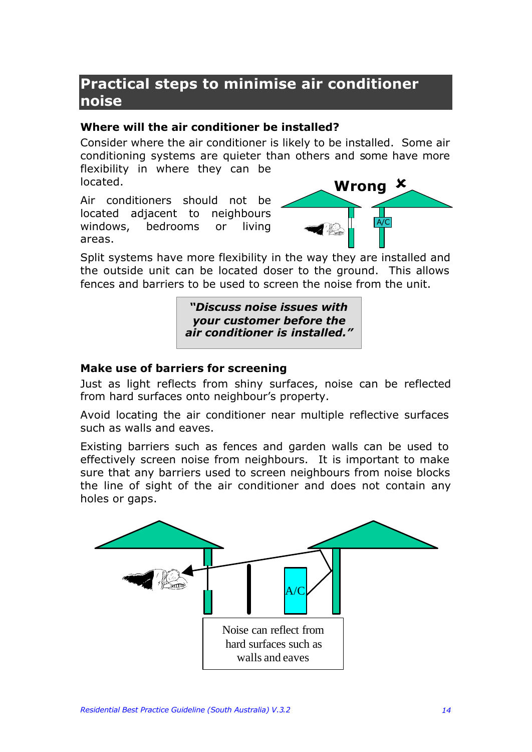# Practical steps to minimise air conditioner noise

### Where will the air conditioner be installed?

Consider where the air conditioner is likely to be installed. Some air conditioning systems are quieter than others and some have more flexibility in where they can be located.

Air conditioners should not be located adjacent to neighbours windows, bedrooms or living areas.

Wrong ✘

A/C

Split systems have more flexibility in the way they are installed and the outside unit can be located doser to the ground. This allows fences and barriers to be used to screen the noise from the unit.

> ***"Discuss noise issues with your customer before the air conditioner is installed."***

### Make use of barriers for screening

Just as light reflects from shiny surfaces, noise can be reflected from hard surfaces onto neighbour's property.

Avoid locating the air conditioner near multiple reflective surfaces such as walls and eaves.

Existing barriers such as fences and garden walls can be used to effectively screen noise from neighbours. It is important to make sure that any barriers used to screen neighbours from noise blocks the line of sight of the air conditioner and does not contain any holes or gaps.

A/C

Noise can reflect from hard surfaces such as walls and eaves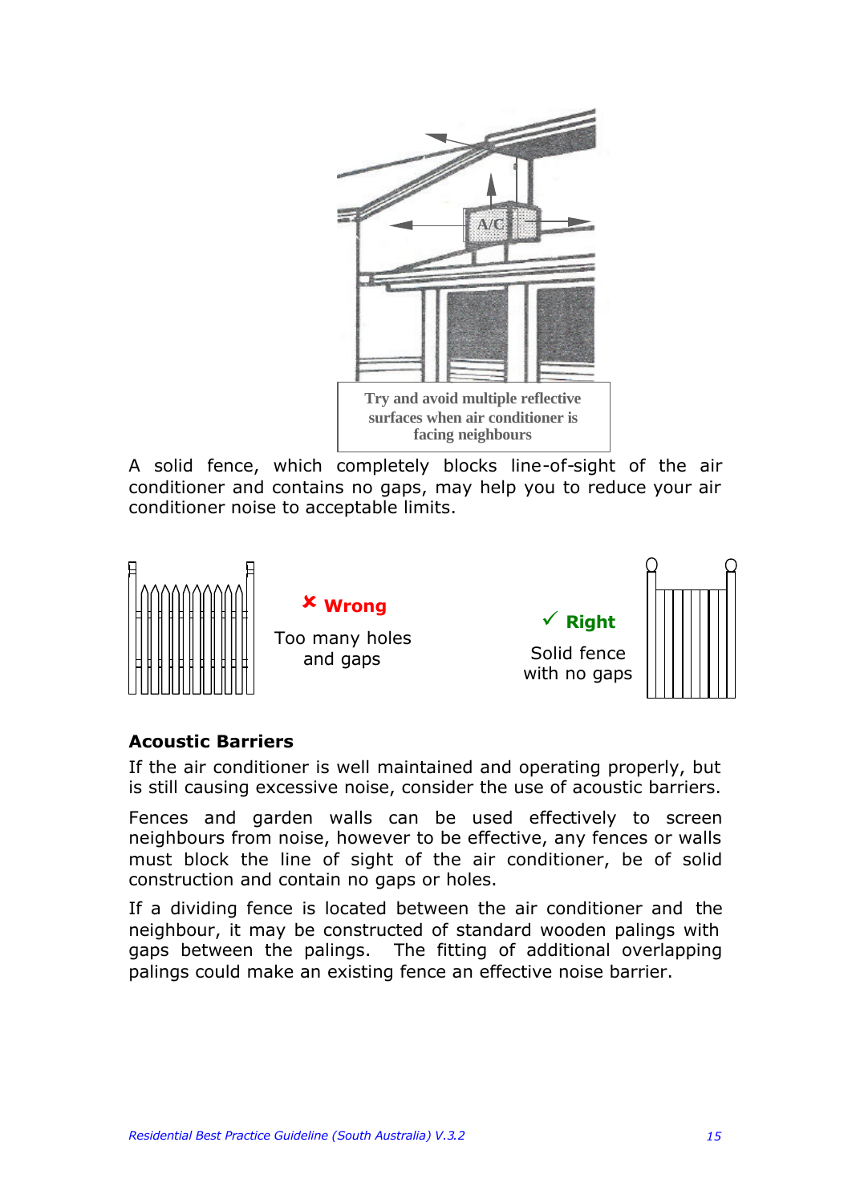Try and avoid multiple reflective surfaces when air conditioner is facing neighbours

A solid fence, which completely blocks line-of-sight of the air conditioner and contains no gaps, may help you to reduce your air conditioner noise to acceptable limits.

✘ **Wrong**

Too many holes and gaps

✓ **Right**

Solid fence with no gaps

### Acoustic Barriers

If the air conditioner is well maintained and operating properly, but is still causing excessive noise, consider the use of acoustic barriers.

Fences and garden walls can be used effectively to screen neighbours from noise, however to be effective, any fences or walls must block the line of sight of the air conditioner, be of solid construction and contain no gaps or holes.

If a dividing fence is located between the air conditioner and the neighbour, it may be constructed of standard wooden palings with gaps between the palings. The fitting of additional overlapping palings could make an existing fence an effective noise barrier.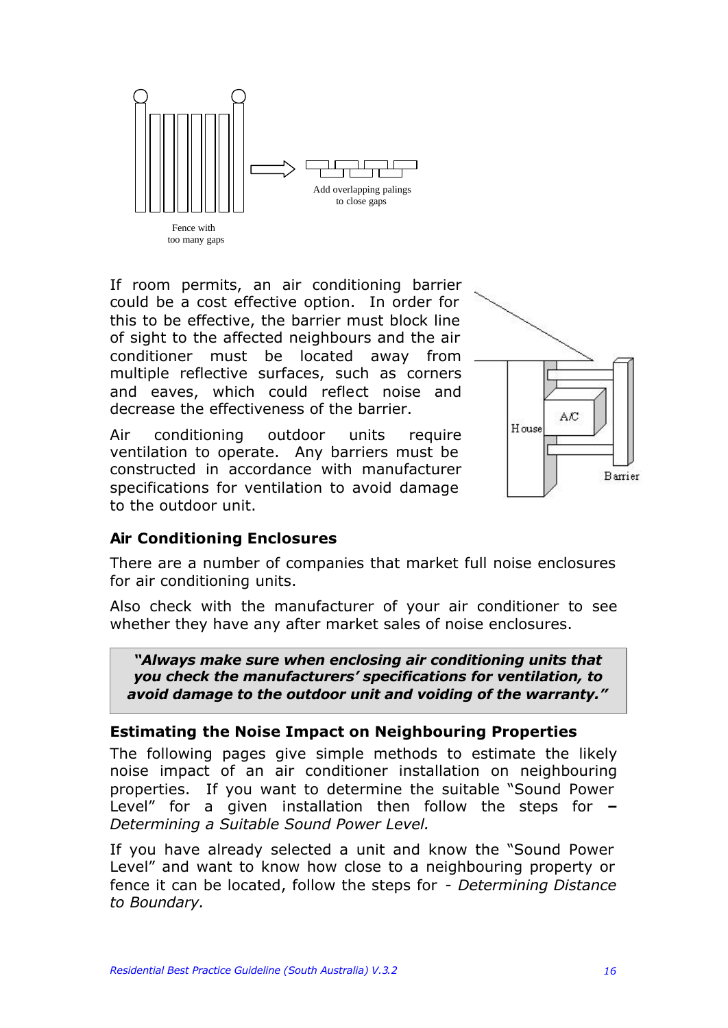Fence with too many gaps

Add overlapping palings to close gaps

If room permits, an air conditioning barrier could be a cost effective option. In order for this to be effective, the barrier must block line of sight to the affected neighbours and the air conditioner must be located away from multiple reflective surfaces, such as corners and eaves, which could reflect noise and decrease the effectiveness of the barrier.

Air conditioning outdoor units require ventilation to operate. Any barriers must be constructed in accordance with manufacturer specifications for ventilation to avoid damage to the outdoor unit.

House

A/C

Barrier

### Air Conditioning Enclosures

There are a number of companies that market full noise enclosures for air conditioning units.

Also check with the manufacturer of your air conditioner to see whether they have any after market sales of noise enclosures.

> ***"Always make sure when enclosing air conditioning units that you check the manufacturers' specifications for ventilation, to avoid damage to the outdoor unit and voiding of the warranty."***

### Estimating the Noise Impact on Neighbouring Properties

The following pages give simple methods to estimate the likely noise impact of an air conditioner installation on neighbouring properties. If you want to determine the suitable "Sound Power Level" for a given installation then follow the steps for **–** *Determining a Suitable Sound Power Level.*

If you have already selected a unit and know the "Sound Power Level" and want to know how close to a neighbouring property or fence it can be located, follow the steps for - *Determining Distance to Boundary.*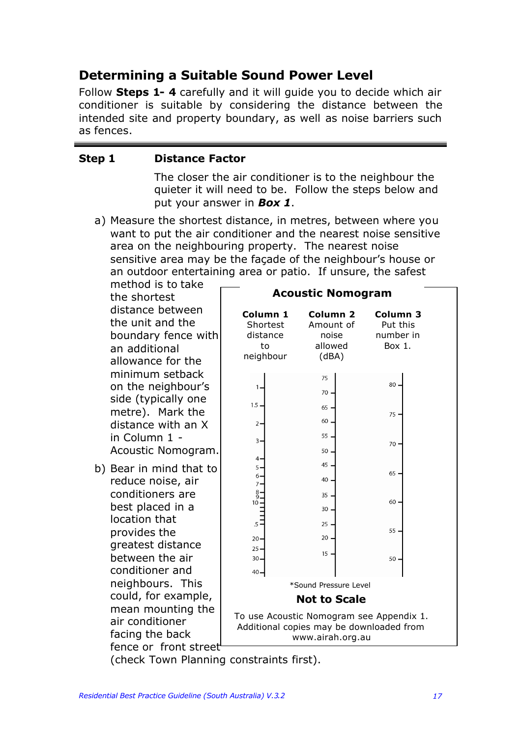## Determining a Suitable Sound Power Level

Follow **Steps 1- 4** carefully and it will guide you to decide which air conditioner is suitable by considering the distance between the intended site and property boundary, as well as noise barriers such as fences.

---

**Step 1 Distance Factor**

The closer the air conditioner is to the neighbour the quieter it will need to be. Follow the steps below and put your answer in ***Box 1***.

a) Measure the shortest distance, in metres, between where you want to put the air conditioner and the nearest noise sensitive area on the neighbouring property. The nearest noise sensitive area may be the façade of the neighbour's house or an outdoor entertaining area or patio. If unsure, the safest method is to take the shortest distance between the unit and the boundary fence with an additional allowance for the minimum setback on the neighbour's side (typically one metre). Mark the distance with an X in Column 1 - Acoustic Nomogram.

b) Bear in mind that to reduce noise, air conditioners are best placed in a location that provides the greatest distance between the air conditioner and neighbours. This could, for example, mean mounting the air conditioner facing the back fence or front street (check Town Planning constraints first).

**Acoustic Nomogram**

| Column 1 | Column 2 | Column 3 |
|---|---|---|
| Shortest distance to neighbour | Amount of noise allowed (dBA) | Put this number in Box 1. |
| 1 | 75 | 80 |
| 1.5 | 70 | 75 |
| 2 | 65 | 70 |
| 3 | 60 | 65 |
| 4 | 55 | 60 |
| 5 | 50 | 55 |
| 6 | 45 | 50 |
| 7 | 40 | |
| 8 | 35 | |
| 9 | 30 | |
| 10 | 25 | |
| .5 | 20 | |
| 20 | 15 | |
| 25 | | |
| 30 | | |
| 40 | | |

*Sound Pressure Level

**Not to Scale**

To use Acoustic Nomogram see Appendix 1. Additional copies may be downloaded from www.airah.org.au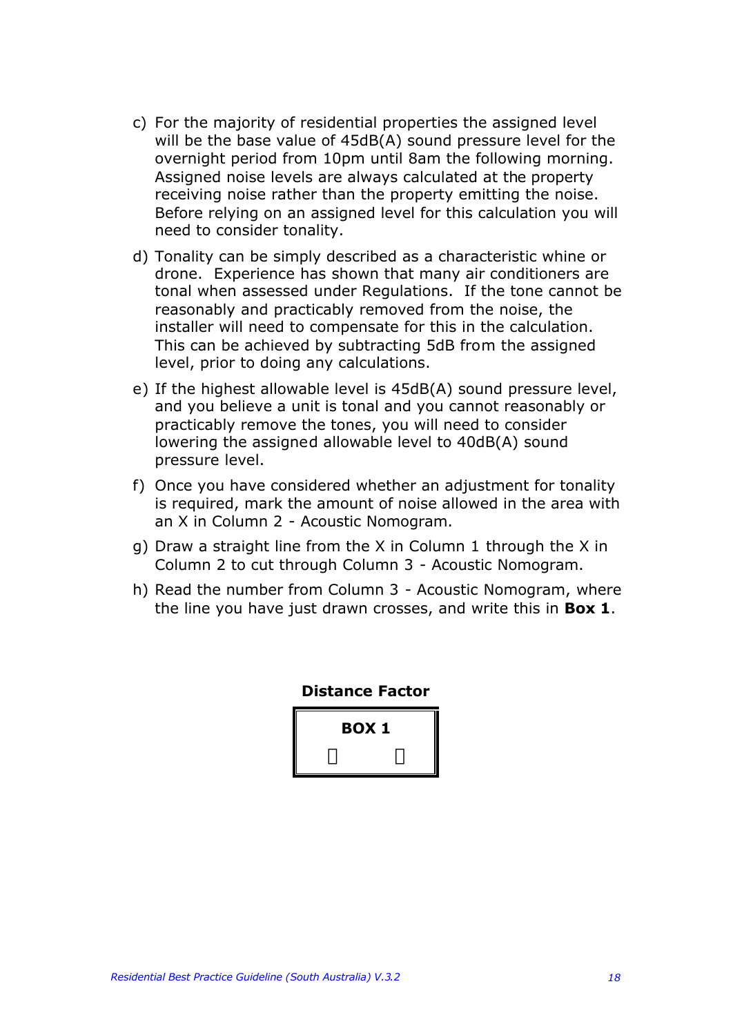c) For the majority of residential properties the assigned level will be the base value of 45dB(A) sound pressure level for the overnight period from 10pm until 8am the following morning. Assigned noise levels are always calculated at the property receiving noise rather than the property emitting the noise. Before relying on an assigned level for this calculation you will need to consider tonality.

d) Tonality can be simply described as a characteristic whine or drone. Experience has shown that many air conditioners are tonal when assessed under Regulations. If the tone cannot be reasonably and practicably removed from the noise, the installer will need to compensate for this in the calculation. This can be achieved by subtracting 5dB from the assigned level, prior to doing any calculations.

e) If the highest allowable level is 45dB(A) sound pressure level, and you believe a unit is tonal and you cannot reasonably or practicably remove the tones, you will need to consider lowering the assigned allowable level to 40dB(A) sound pressure level.

f) Once you have considered whether an adjustment for tonality is required, mark the amount of noise allowed in the area with an X in Column 2 - Acoustic Nomogram.

g) Draw a straight line from the X in Column 1 through the X in Column 2 to cut through Column 3 - Acoustic Nomogram.

h) Read the number from Column 3 - Acoustic Nomogram, where the line you have just drawn crosses, and write this in **Box 1**.

**Distance Factor**

| **BOX 1** |
|---|
| ☐ ☐ |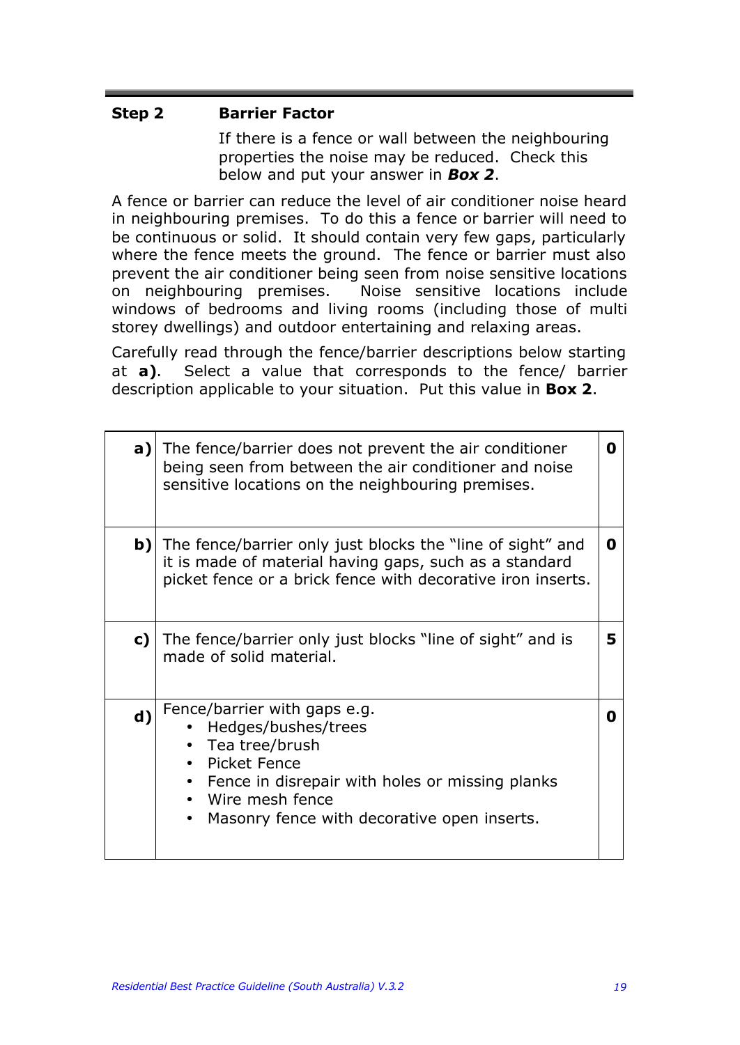## Step 2 **Barrier Factor**

If there is a fence or wall between the neighbouring properties the noise may be reduced. Check this below and put your answer in ***Box 2***.

A fence or barrier can reduce the level of air conditioner noise heard in neighbouring premises. To do this a fence or barrier will need to be continuous or solid. It should contain very few gaps, particularly where the fence meets the ground. The fence or barrier must also prevent the air conditioner being seen from noise sensitive locations on neighbouring premises. Noise sensitive locations include windows of bedrooms and living rooms (including those of multi storey dwellings) and outdoor entertaining and relaxing areas.

Carefully read through the fence/barrier descriptions below starting at **a)**. Select a value that corresponds to the fence/ barrier description applicable to your situation. Put this value in **Box 2**.

| | | |
|---|---|---|
| **a)** | The fence/barrier does not prevent the air conditioner being seen from between the air conditioner and noise sensitive locations on the neighbouring premises. | **0** |
| **b)** | The fence/barrier only just blocks the "line of sight" and it is made of material having gaps, such as a standard picket fence or a brick fence with decorative iron inserts. | **0** |
| **c)** | The fence/barrier only just blocks "line of sight" and is made of solid material. | **5** |
| **d)** | Fence/barrier with gaps e.g.<br>• Hedges/bushes/trees<br>• Tea tree/brush<br>• Picket Fence<br>• Fence in disrepair with holes or missing planks<br>• Wire mesh fence<br>• Masonry fence with decorative open inserts. | **0** |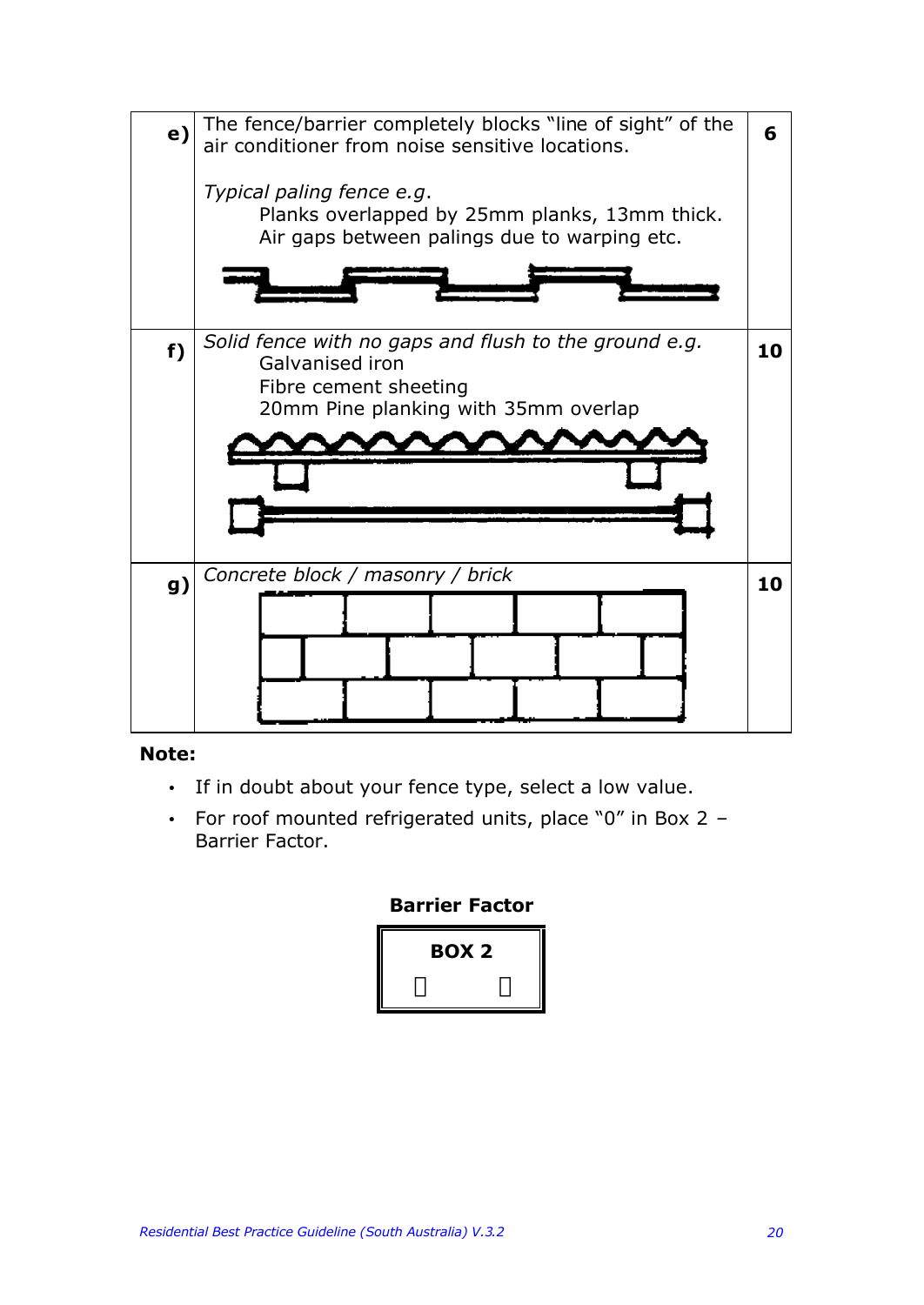| | | |
|---|---|---|
| **e)** | The fence/barrier completely blocks "line of sight" of the air conditioner from noise sensitive locations.<br><br>*Typical paling fence e.g.*<br>Planks overlapped by 25mm planks, 13mm thick.<br>Air gaps between palings due to warping etc. | **6** |
| **f)** | *Solid fence with no gaps and flush to the ground e.g.*<br>Galvanised iron<br>Fibre cement sheeting<br>20mm Pine planking with 35mm overlap | **10** |
| **g)** | *Concrete block / masonry / brick* | **10** |

**Note:**

- If in doubt about your fence type, select a low value.
- For roof mounted refrigerated units, place "0" in Box 2 – Barrier Factor.

**Barrier Factor**

| **BOX 2** |
|---|
| |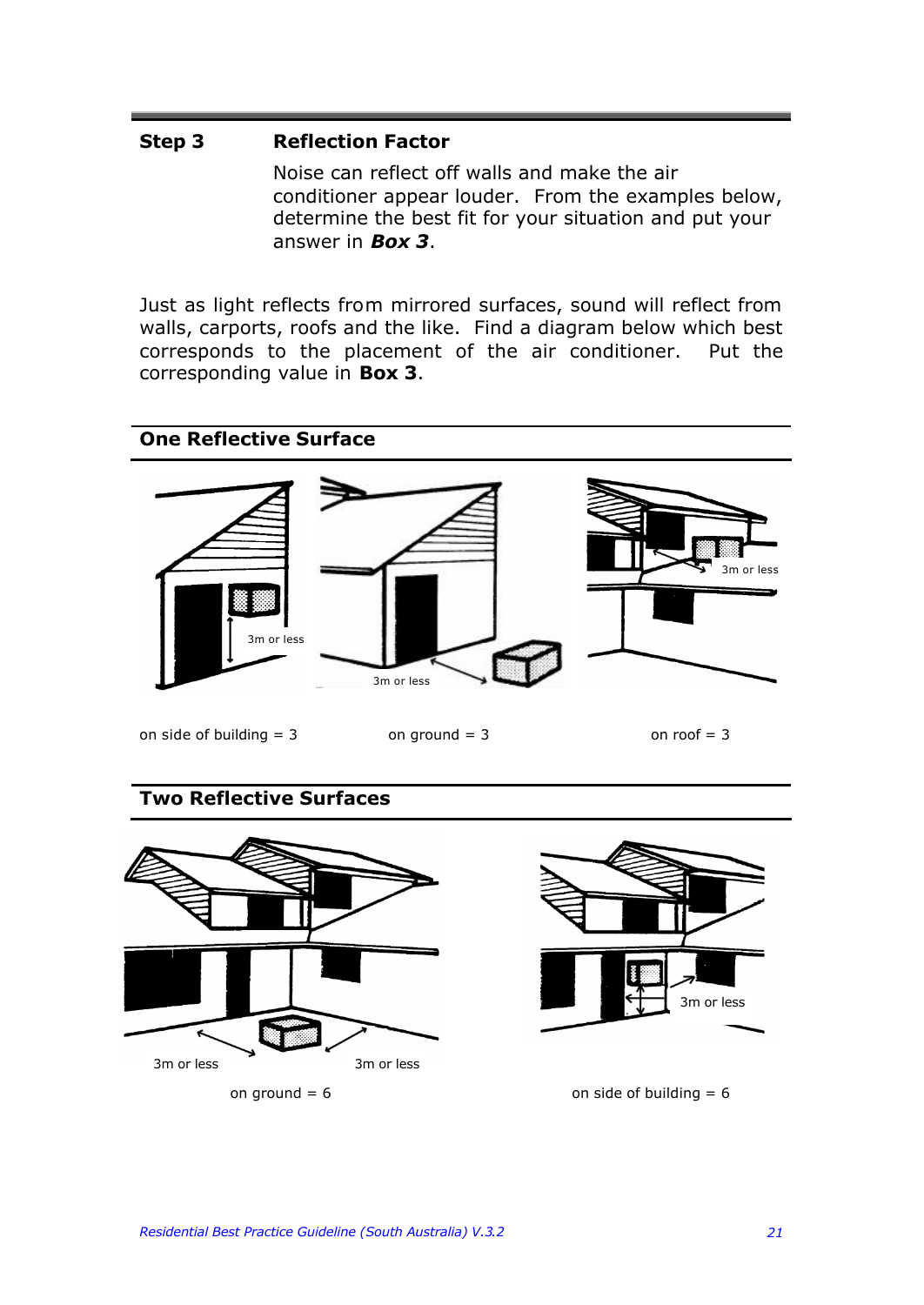## Step 3 Reflection Factor

Noise can reflect off walls and make the air conditioner appear louder. From the examples below, determine the best fit for your situation and put your answer in ***Box 3***.

Just as light reflects from mirrored surfaces, sound will reflect from walls, carports, roofs and the like. Find a diagram below which best corresponds to the placement of the air conditioner. Put the corresponding value in **Box 3**.

### One Reflective Surface

3m or less

on side of building = 3

3m or less

on ground = 3

3m or less

on roof = 3

### Two Reflective Surfaces

3m or less

3m or less

on ground = 6

3m or less

on side of building = 6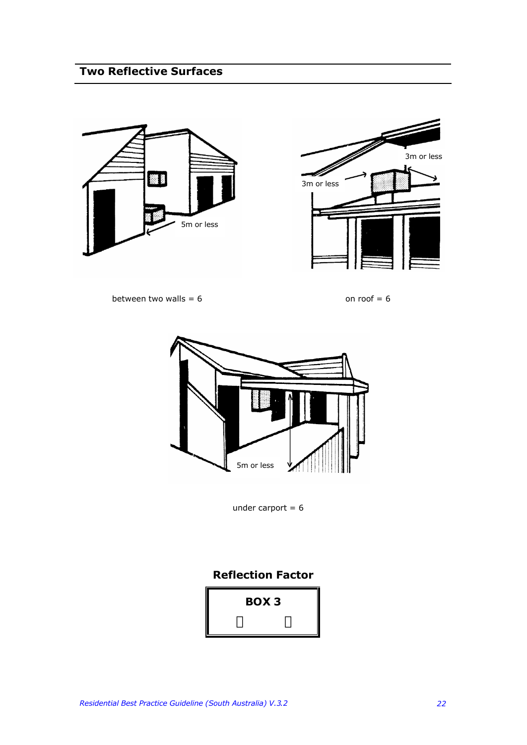## Two Reflective Surfaces

5m or less

between two walls = 6

3m or less

3m or less

on roof = 6

5m or less

under carport = 6

**Reflection Factor**

**BOX 3**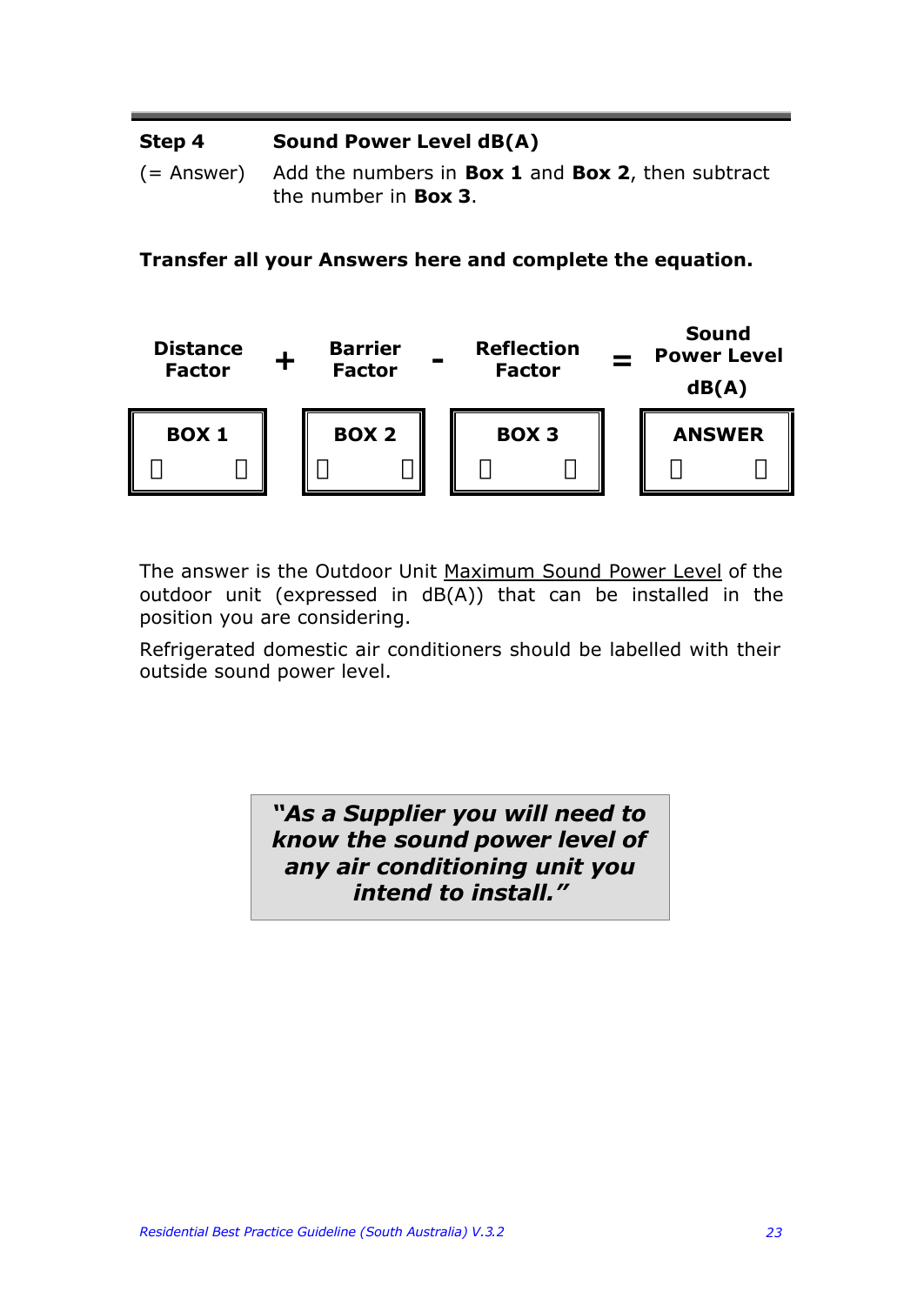| **Step 4** | **Sound Power Level dB(A)** |
|---|---|
| (= Answer) | Add the numbers in **Box 1** and **Box 2**, then subtract the number in **Box 3**. |

**Transfer all your Answers here and complete the equation.**

| **Distance Factor** | **+** | **Barrier Factor** | **-** | **Reflection Factor** | **=** | **Sound Power Level dB(A)** |
|---|---|---|---|---|---|---|
| **BOX 1** | | **BOX 2** | | **BOX 3** | | **ANSWER** |

The answer is the Outdoor Unit Maximum Sound Power Level of the outdoor unit (expressed in dB(A)) that can be installed in the position you are considering.

Refrigerated domestic air conditioners should be labelled with their outside sound power level.

> ***"As a Supplier you will need to know the sound power level of any air conditioning unit you intend to install."***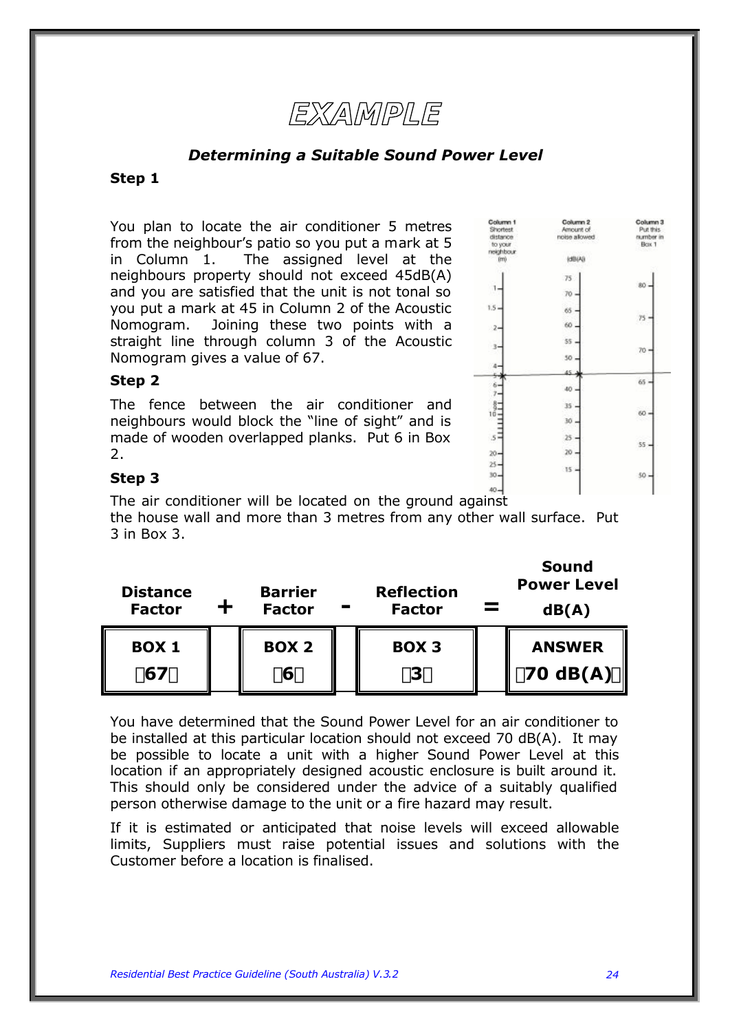# EXAMPLE

### *Determining a Suitable Sound Power Level*

**Step 1**

You plan to locate the air conditioner 5 metres from the neighbour's patio so you put a mark at 5 in Column 1. The assigned level at the neighbours property should not exceed 45dB(A) and you are satisfied that the unit is not tonal so you put a mark at 45 in Column 2 of the Acoustic Nomogram. Joining these two points with a straight line through column 3 of the Acoustic Nomogram gives a value of 67.

**Step 2**

The fence between the air conditioner and neighbours would block the "line of sight" and is made of wooden overlapped planks. Put 6 in Box 2.

**Step 3**

The air conditioner will be located on the ground against the house wall and more than 3 metres from any other wall surface. Put 3 in Box 3.

| Distance Factor | + | Barrier Factor | - | Reflection Factor | = | Sound Power Level dB(A) |
|---|---|---|---|---|---|---|
| **BOX 1** | | **BOX 2** | | **BOX 3** | | **ANSWER** |
| **67** | | **6** | | **3** | | **70 dB(A)** |

You have determined that the Sound Power Level for an air conditioner to be installed at this particular location should not exceed 70 dB(A). It may be possible to locate a unit with a higher Sound Power Level at this location if an appropriately designed acoustic enclosure is built around it. This should only be considered under the advice of a suitably qualified person otherwise damage to the unit or a fire hazard may result.

If it is estimated or anticipated that noise levels will exceed allowable limits, Suppliers must raise potential issues and solutions with the Customer before a location is finalised.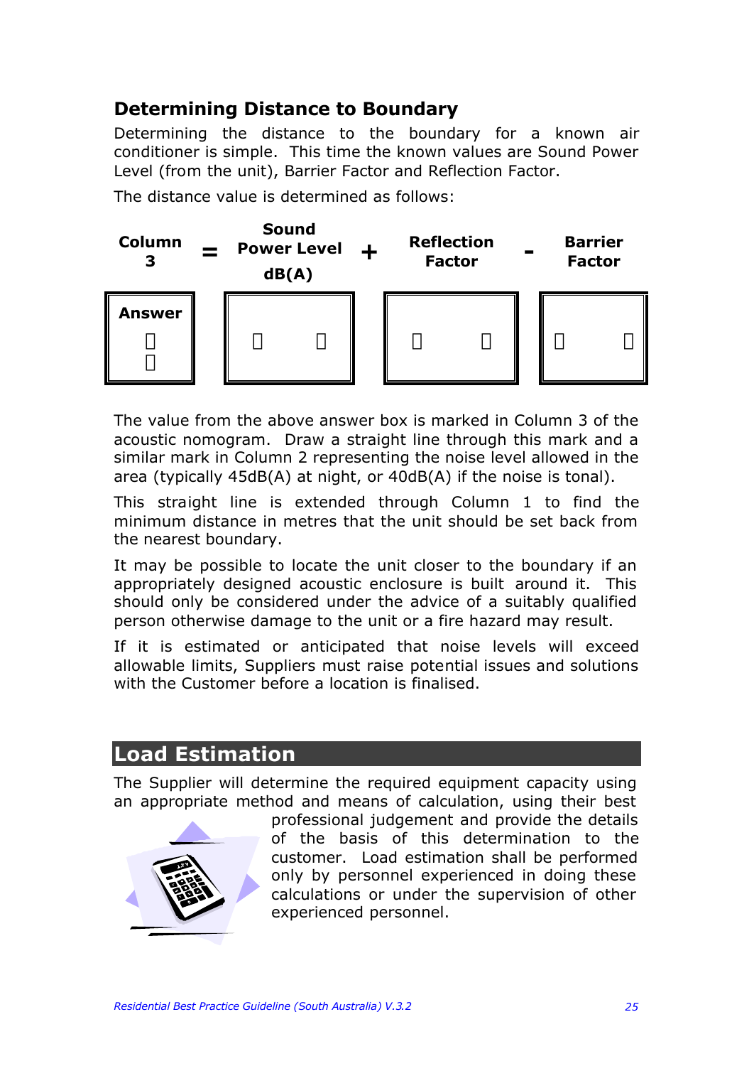### Determining Distance to Boundary

Determining the distance to the boundary for a known air conditioner is simple. This time the known values are Sound Power Level (from the unit), Barrier Factor and Reflection Factor.

The distance value is determined as follows:

| Column 3 | = | Sound Power Level dB(A) | + | Reflection Factor | - | Barrier Factor |
|---|---|---|---|---|---|---|
| Answer | | | | | | |

The value from the above answer box is marked in Column 3 of the acoustic nomogram. Draw a straight line through this mark and a similar mark in Column 2 representing the noise level allowed in the area (typically 45dB(A) at night, or 40dB(A) if the noise is tonal).

This straight line is extended through Column 1 to find the minimum distance in metres that the unit should be set back from the nearest boundary.

It may be possible to locate the unit closer to the boundary if an appropriately designed acoustic enclosure is built around it. This should only be considered under the advice of a suitably qualified person otherwise damage to the unit or a fire hazard may result.

If it is estimated or anticipated that noise levels will exceed allowable limits, Suppliers must raise potential issues and solutions with the Customer before a location is finalised.

## Load Estimation

The Supplier will determine the required equipment capacity using an appropriate method and means of calculation, using their best professional judgement and provide the details of the basis of this determination to the customer. Load estimation shall be performed only by personnel experienced in doing these calculations or under the supervision of other experienced personnel.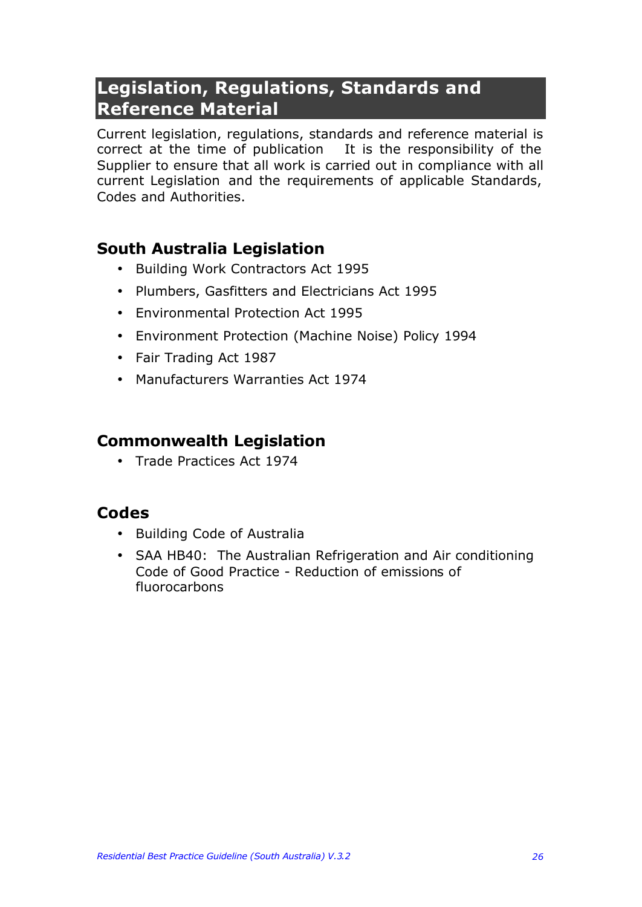## Legislation, Regulations, Standards and Reference Material

Current legislation, regulations, standards and reference material is correct at the time of publication It is the responsibility of the Supplier to ensure that all work is carried out in compliance with all current Legislation and the requirements of applicable Standards, Codes and Authorities.

### South Australia Legislation

- Building Work Contractors Act 1995
- Plumbers, Gasfitters and Electricians Act 1995
- Environmental Protection Act 1995
- Environment Protection (Machine Noise) Policy 1994
- Fair Trading Act 1987
- Manufacturers Warranties Act 1974

### Commonwealth Legislation

- Trade Practices Act 1974

### Codes

- Building Code of Australia
- SAA HB40: The Australian Refrigeration and Air conditioning Code of Good Practice - Reduction of emissions of fluorocarbons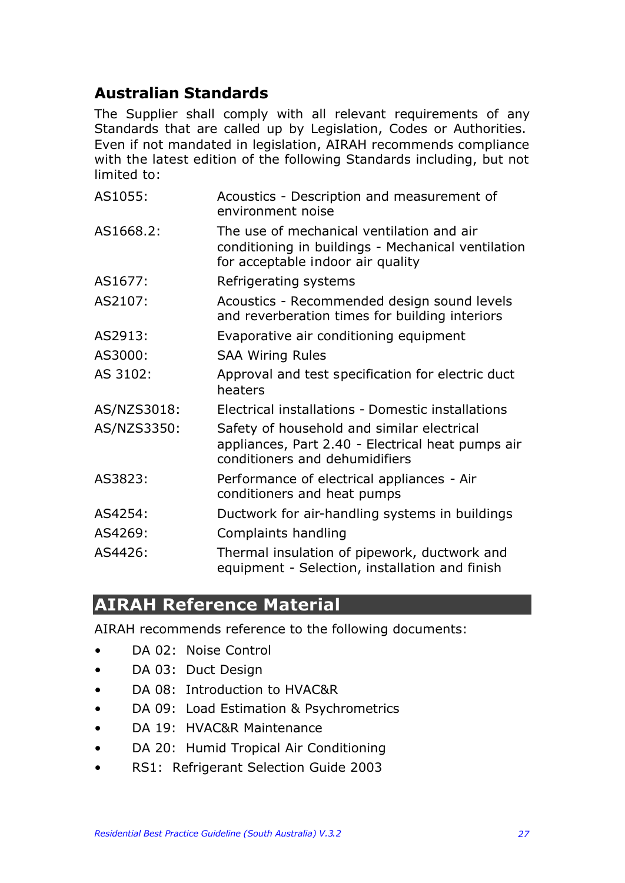## Australian Standards

The Supplier shall comply with all relevant requirements of any Standards that are called up by Legislation, Codes or Authorities. Even if not mandated in legislation, AIRAH recommends compliance with the latest edition of the following Standards including, but not limited to:

| | |
|---|---|
| AS1055: | Acoustics - Description and measurement of environment noise |
| AS1668.2: | The use of mechanical ventilation and air conditioning in buildings - Mechanical ventilation for acceptable indoor air quality |
| AS1677: | Refrigerating systems |
| AS2107: | Acoustics - Recommended design sound levels and reverberation times for building interiors |
| AS2913: | Evaporative air conditioning equipment |
| AS3000: | SAA Wiring Rules |
| AS 3102: | Approval and test specification for electric duct heaters |
| AS/NZS3018: | Electrical installations - Domestic installations |
| AS/NZS3350: | Safety of household and similar electrical appliances, Part 2.40 - Electrical heat pumps air conditioners and dehumidifiers |
| AS3823: | Performance of electrical appliances - Air conditioners and heat pumps |
| AS4254: | Ductwork for air-handling systems in buildings |
| AS4269: | Complaints handling |
| AS4426: | Thermal insulation of pipework, ductwork and equipment - Selection, installation and finish |

## AIRAH Reference Material

AIRAH recommends reference to the following documents:

- DA 02: Noise Control
- DA 03: Duct Design
- DA 08: Introduction to HVAC&R
- DA 09: Load Estimation & Psychrometrics
- DA 19: HVAC&R Maintenance
- DA 20: Humid Tropical Air Conditioning
- RS1: Refrigerant Selection Guide 2003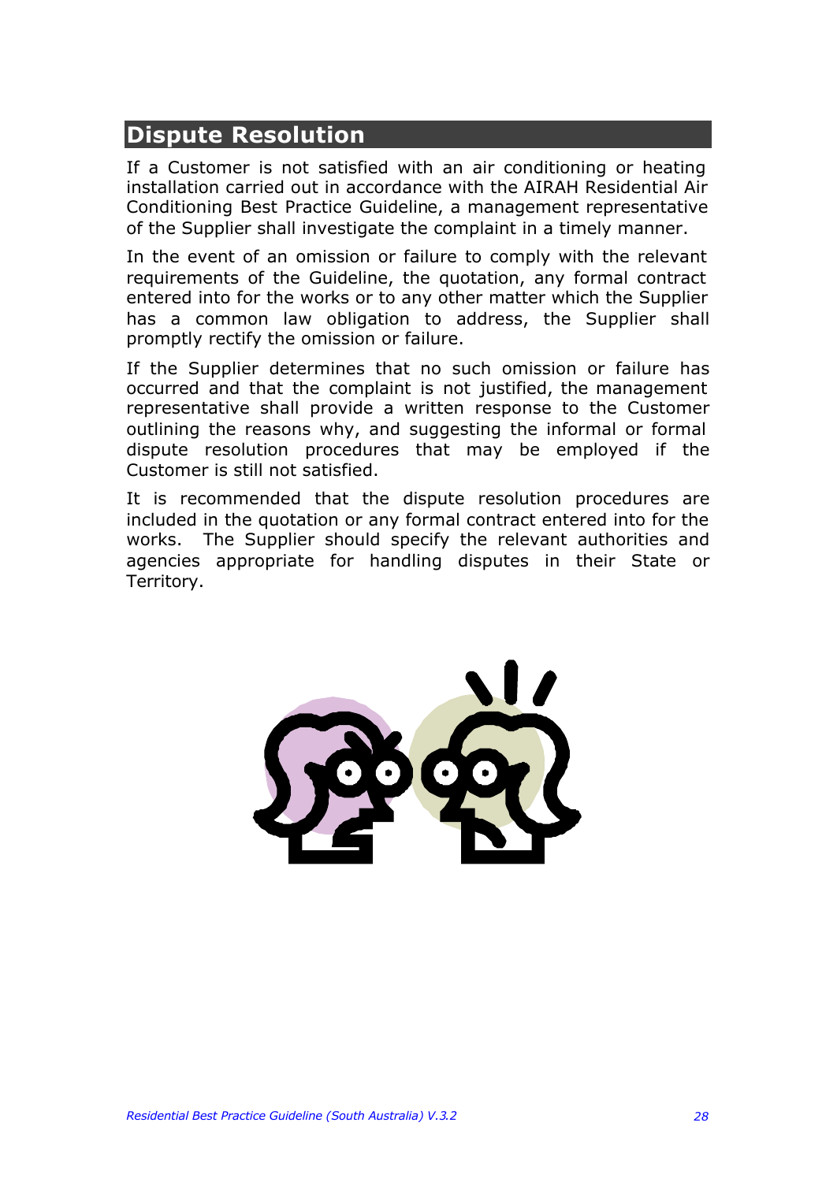## Dispute Resolution

If a Customer is not satisfied with an air conditioning or heating installation carried out in accordance with the AIRAH Residential Air Conditioning Best Practice Guideline, a management representative of the Supplier shall investigate the complaint in a timely manner.

In the event of an omission or failure to comply with the relevant requirements of the Guideline, the quotation, any formal contract entered into for the works or to any other matter which the Supplier has a common law obligation to address, the Supplier shall promptly rectify the omission or failure.

If the Supplier determines that no such omission or failure has occurred and that the complaint is not justified, the management representative shall provide a written response to the Customer outlining the reasons why, and suggesting the informal or formal dispute resolution procedures that may be employed if the Customer is still not satisfied.

It is recommended that the dispute resolution procedures are included in the quotation or any formal contract entered into for the works. The Supplier should specify the relevant authorities and agencies appropriate for handling disputes in their State or Territory.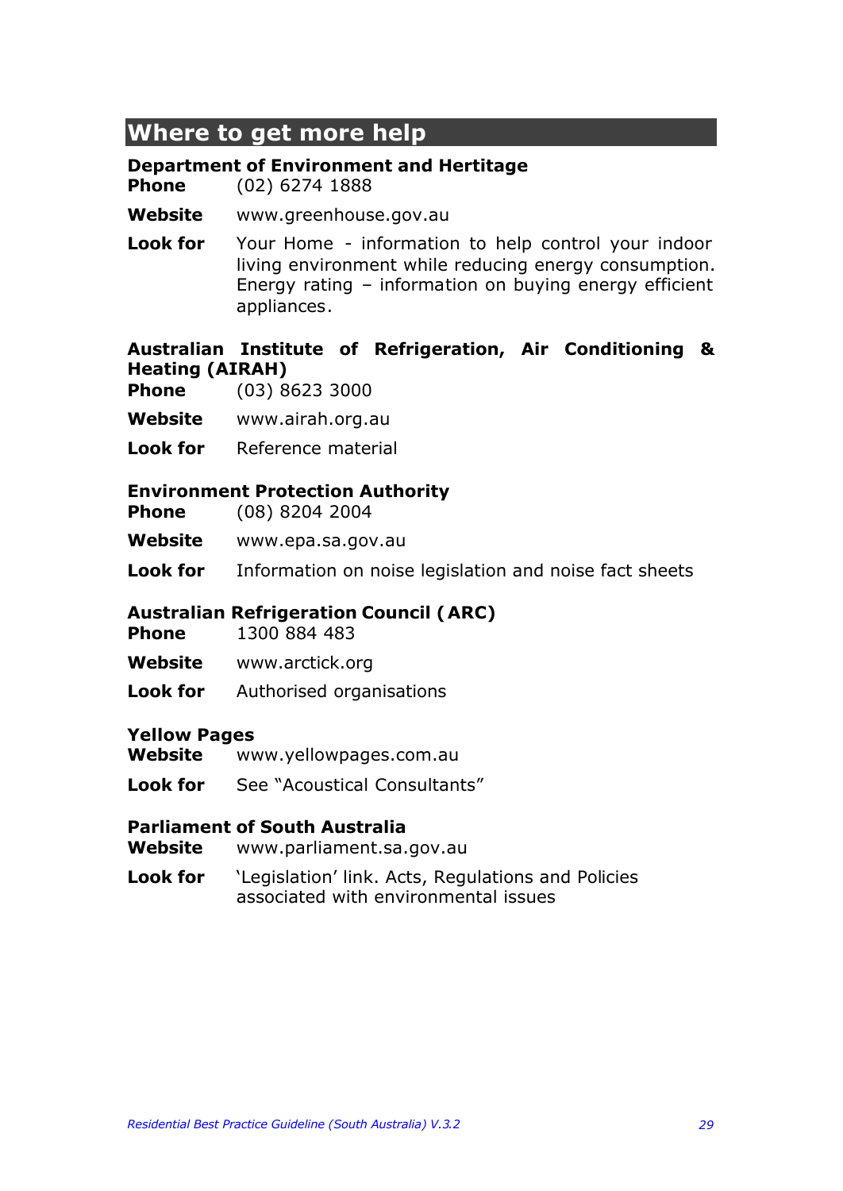## Where to get more help

**Department of Environment and Heritage**

**Phone** (02) 6274 1888

**Website** www.greenhouse.gov.au

**Look for** Your Home - information to help control your indoor living environment while reducing energy consumption. Energy rating – information on buying energy efficient appliances.

**Australian Institute of Refrigeration, Air Conditioning & Heating (AIRAH)**

**Phone** (03) 8623 3000

**Website** www.airah.org.au

**Look for** Reference material

**Environment Protection Authority**

**Phone** (08) 8204 2004

**Website** www.epa.sa.gov.au

**Look for** Information on noise legislation and noise fact sheets

**Australian Refrigeration Council (ARC)**

**Phone** 1300 884 483

**Website** www.arctick.org

**Look for** Authorised organisations

**Yellow Pages**

**Website** www.yellowpages.com.au

**Look for** See "Acoustical Consultants"

**Parliament of South Australia**

**Website** www.parliament.sa.gov.au

**Look for** 'Legislation' link. Acts, Regulations and Policies associated with environmental issues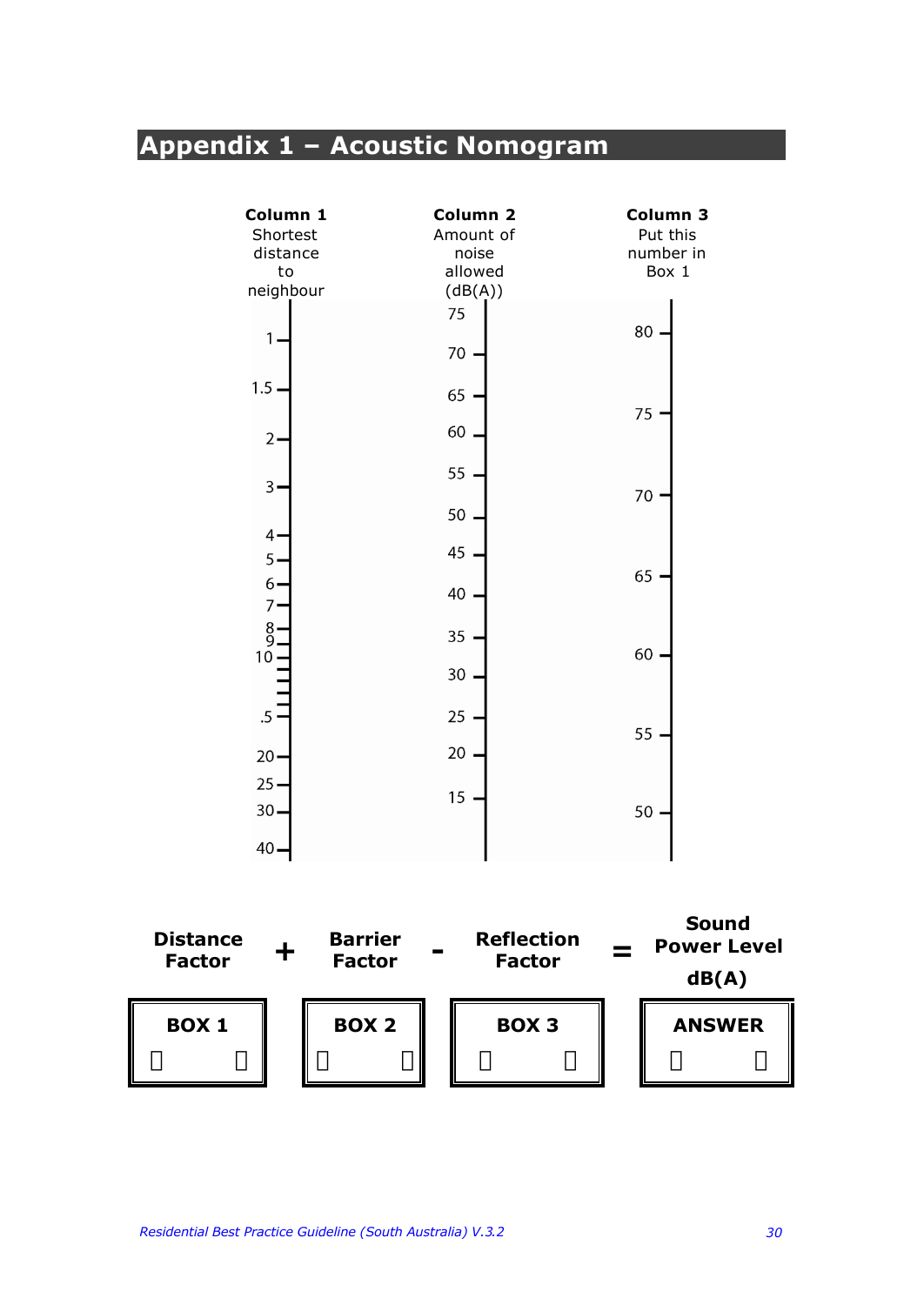# Appendix 1 – Acoustic Nomogram

| Column 1 | Column 2 | Column 3 |
|---|---|---|
| Shortest distance to neighbour | Amount of noise allowed (dB(A)) | Put this number in Box 1 |
| 1 | 75 | 80 |
| 1.5 | 70 | 75 |
| 2 | 65 | 70 |
| 3 | 60 | 65 |
| 4 | 55 | 60 |
| 5 | 50 | 55 |
| 6 | 45 | 50 |
| 7 | 40 | |
| 8 | 35 | |
| 9 | 30 | |
| 10 | 25 | |
| .5 | 20 | |
| 20 | 15 | |
| 25 | | |
| 30 | | |
| 40 | | |

| Distance Factor | + | Barrier Factor | - | Reflection Factor | = | Sound Power Level dB(A) |
|---|---|---|---|---|---|---|
| BOX 1 | | BOX 2 | | BOX 3 | | ANSWER |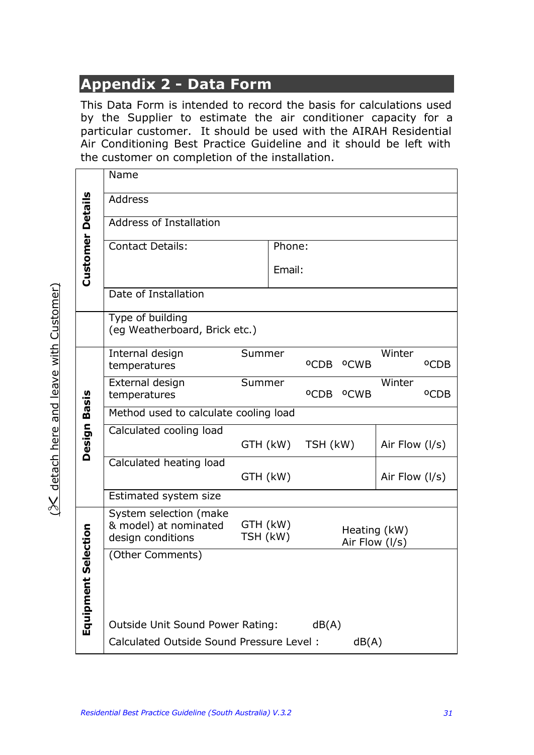# Appendix 2 - Data Form

This Data Form is intended to record the basis for calculations used by the Supplier to estimate the air conditioner capacity for a particular customer. It should be used with the AIRAH Residential Air Conditioning Best Practice Guideline and it should be left with the customer on completion of the installation.

(✂ detach here and leave with Customer)

| Section | Field | | | | |
|---|---|---|---|---|---|
| **Customer Details** | Name | | | | |
| | Address | | | | |
| | Address of Installation | | | | |
| | Contact Details: | Phone: Email: | | | |
| | Date of Installation | | | | |
| | Type of building (eg Weatherboard, Brick etc.) | | | | |
| **Design Basis** | Internal design temperatures | Summer | ºCDB | ºCWB | Winter ºCDB |
| | External design temperatures | Summer | ºCDB | ºCWB | Winter ºCDB |
| | Method used to calculate cooling load | | | | |
| | Calculated cooling load | GTH (kW) | TSH (kW) | | Air Flow (l/s) |
| | Calculated heating load | GTH (kW) | | | Air Flow (l/s) |
| | Estimated system size | | | | |
| **Equipment Selection** | System selection (make & model) at nominated design conditions | GTH (kW) TSH (kW) | | Heating (kW) Air Flow (l/s) | |
| | (Other Comments) | | | | |
| | Outside Unit Sound Power Rating: dB(A) | | | | |
| | Calculated Outside Sound Pressure Level : dB(A) | | | | |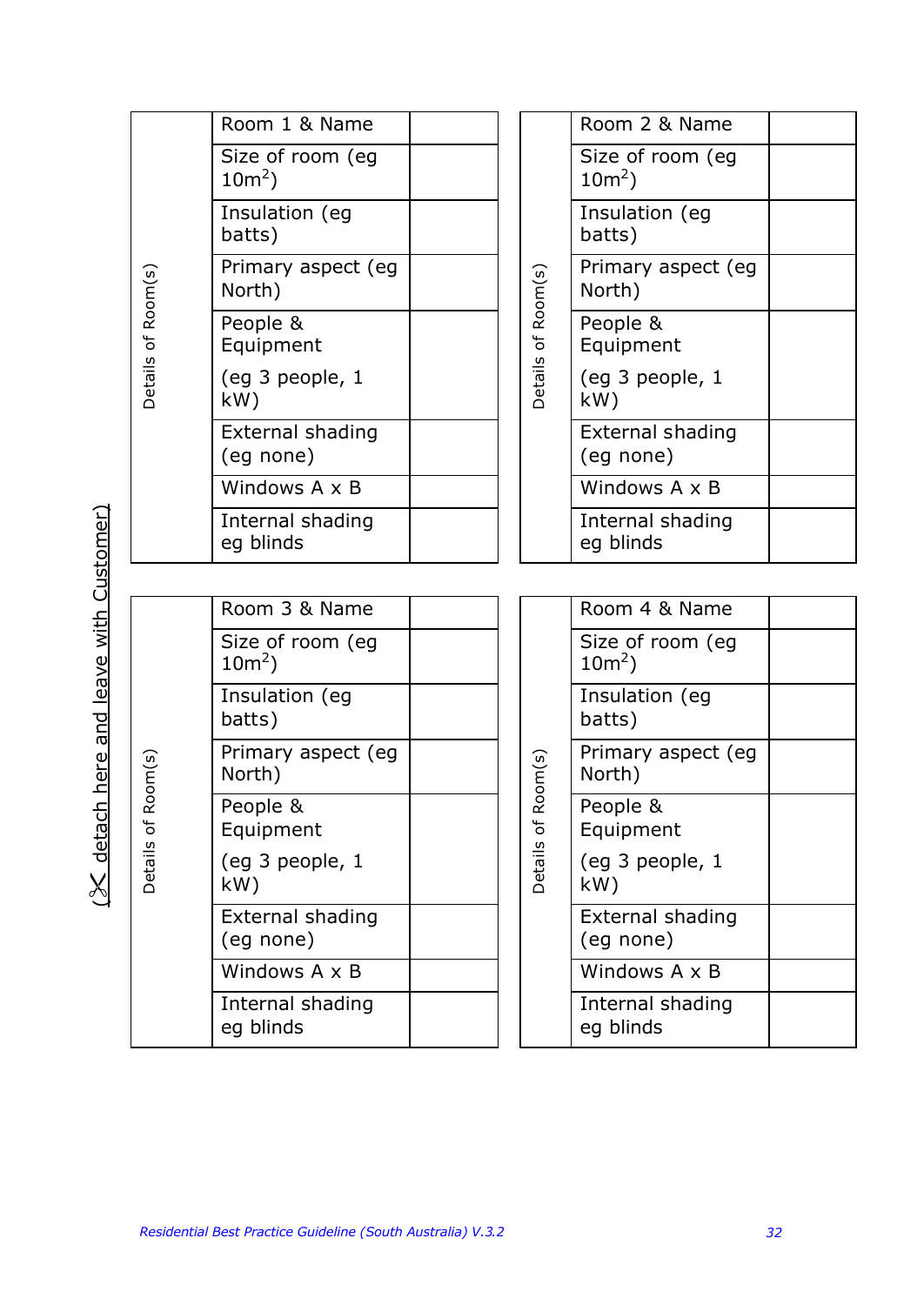(✂ detach here and leave with Customer)

| Details of Room(s) | | |
|---|---|---|
| | Room 1 & Name | |
| | Size of room (eg $10m^2$) | |
| | Insulation (eg batts) | |
| | Primary aspect (eg North) | |
| | People & Equipment (eg 3 people, 1 kW) | |
| | External shading (eg none) | |
| | Windows A x B | |
| | Internal shading eg blinds | |

| Details of Room(s) | | |
|---|---|---|
| | Room 2 & Name | |
| | Size of room (eg $10m^2$) | |
| | Insulation (eg batts) | |
| | Primary aspect (eg North) | |
| | People & Equipment (eg 3 people, 1 kW) | |
| | External shading (eg none) | |
| | Windows A x B | |
| | Internal shading eg blinds | |

| Details of Room(s) | | |
|---|---|---|
| | Room 3 & Name | |
| | Size of room (eg $10m^2$) | |
| | Insulation (eg batts) | |
| | Primary aspect (eg North) | |
| | People & Equipment (eg 3 people, 1 kW) | |
| | External shading (eg none) | |
| | Windows A x B | |
| | Internal shading eg blinds | |

| Details of Room(s) | | |
|---|---|---|
| | Room 4 & Name | |
| | Size of room (eg $10m^2$) | |
| | Insulation (eg batts) | |
| | Primary aspect (eg North) | |
| | People & Equipment (eg 3 people, 1 kW) | |
| | External shading (eg none) | |
| | Windows A x B | |
| | Internal shading eg blinds | |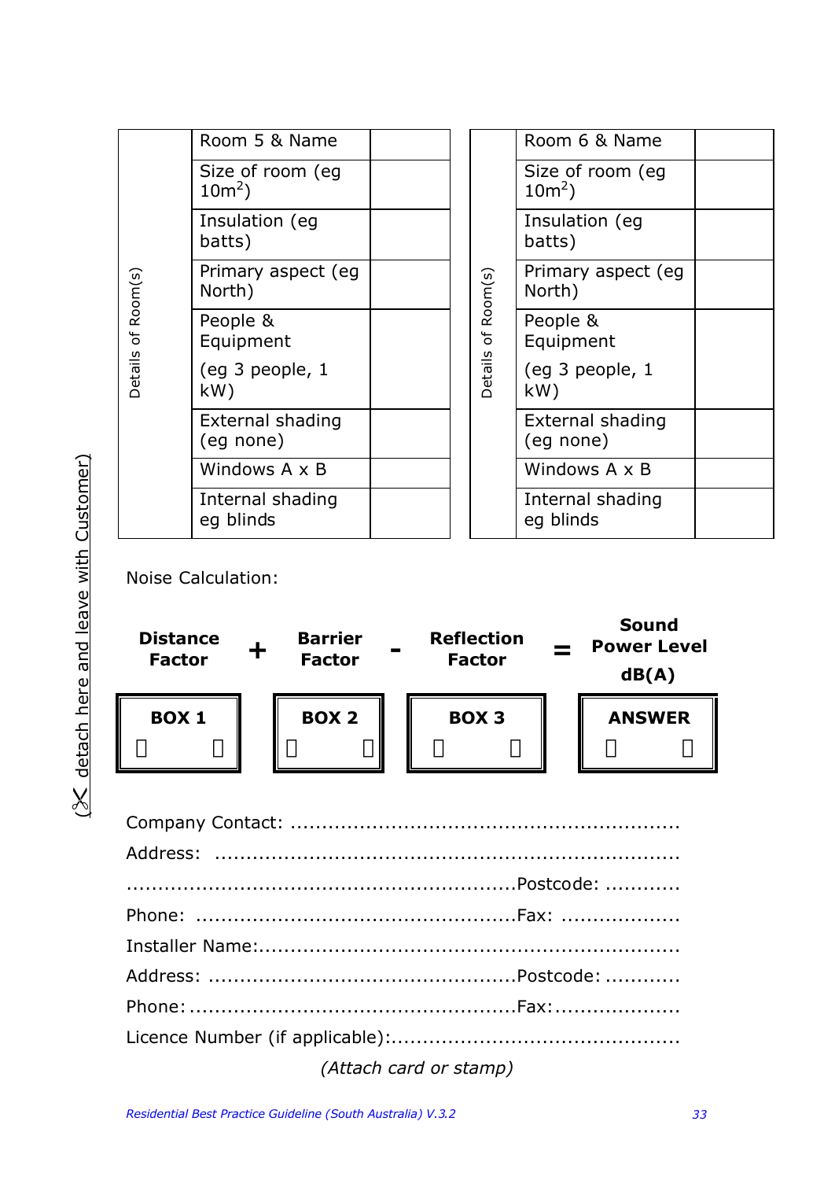| Details of Room(s) | | |
|---|---|---|
| | Room 5 & Name | |
| | Size of room (eg $10m^2$) | |
| | Insulation (eg batts) | |
| | Primary aspect (eg North) | |
| | People & Equipment (eg 3 people, 1 kW) | |
| | External shading (eg none) | |
| | Windows A x B | |
| | Internal shading eg blinds | |

| Details of Room(s) | | |
|---|---|---|
| | Room 6 & Name | |
| | Size of room (eg $10m^2$) | |
| | Insulation (eg batts) | |
| | Primary aspect (eg North) | |
| | People & Equipment (eg 3 people, 1 kW) | |
| | External shading (eg none) | |
| | Windows A x B | |
| | Internal shading eg blinds | |

Noise Calculation:

| **Distance Factor** | + | **Barrier Factor** | - | **Reflection Factor** | = | **Sound Power Level dB(A)** |
|---|---|---|---|---|---|---|
| **BOX 1** | | **BOX 2** | | **BOX 3** | | **ANSWER** |

Company Contact: .............................................................

Address: .......................................................................

............................................................Postcode: ............

Phone: ..................................................Fax: ..................

Installer Name:................................................................

Address: ................................................Postcode: ............

Phone:..................................................Fax:....................

Licence Number (if applicable):.............................................

*(Attach card or stamp)*

(✂ detach here and leave with Customer)